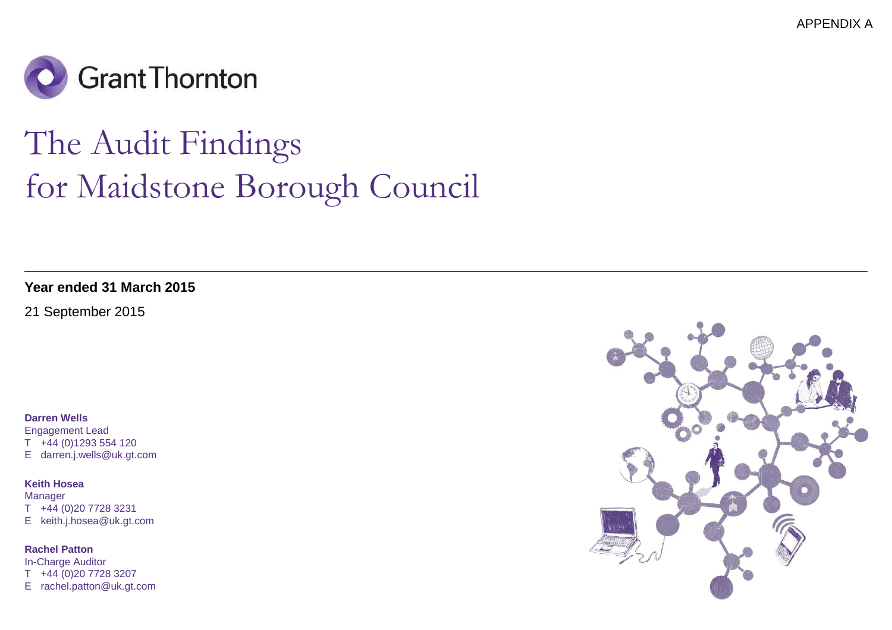APPENDIX A

Grant Thornton

# The Audit Findings for Maidstone Borough Council

**Year ended 31 March 2015**

21 September 2015

**Darren Wells**
Engagement Lead
T +44 (0)1293 554 120
E darren.j.wells@uk.gt.com

**Keith Hosea**
Manager
T +44 (0)20 7728 3231
E keith.j.hosea@uk.gt.com

**Rachel Patton**
In-Charge Auditor
T +44 (0)20 7728 3207
E rachel.patton@uk.gt.com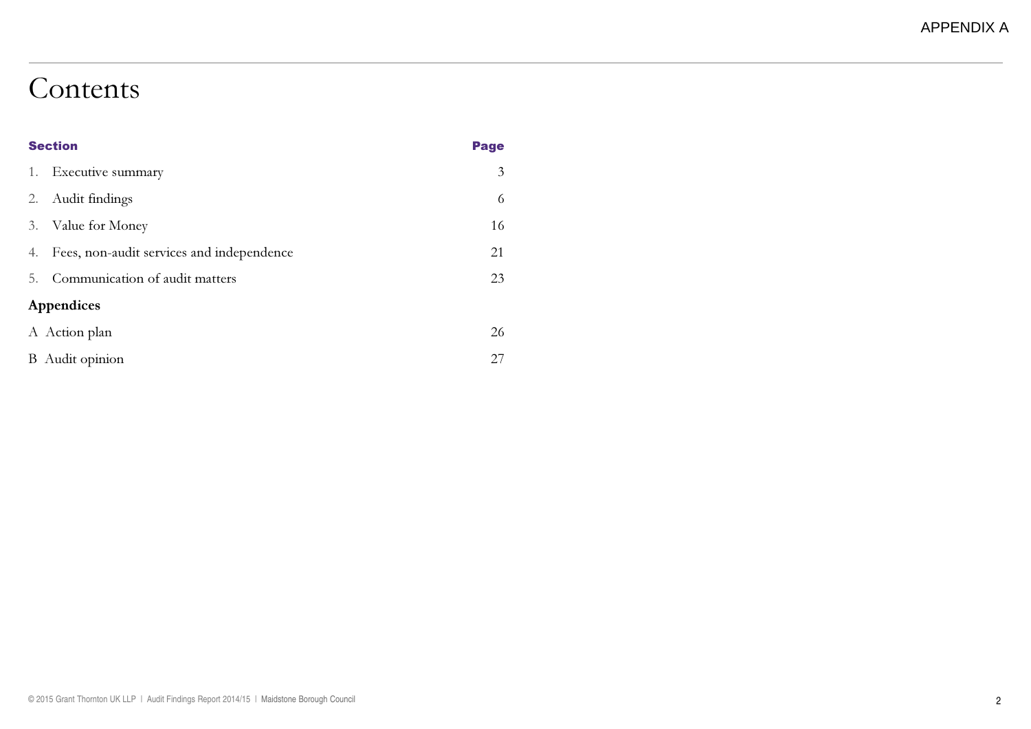# Contents

| Section | Page |
| --- | --- |
| 1. Executive summary | 3 |
| 2. Audit findings | 6 |
| 3. Value for Money | 16 |
| 4. Fees, non-audit services and independence | 21 |
| 5. Communication of audit matters | 23 |
| **Appendices** | |
| A Action plan | 26 |
| B Audit opinion | 27 |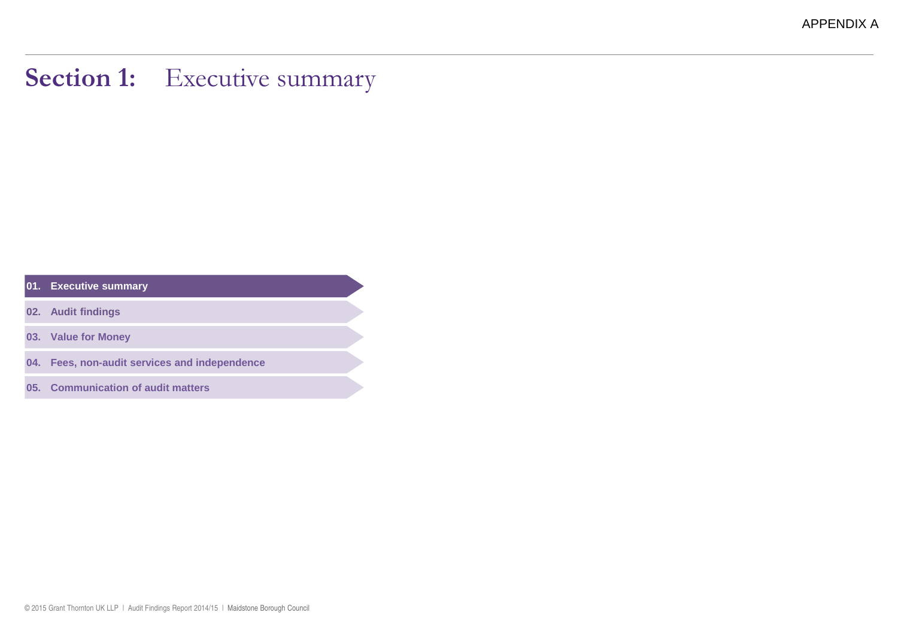APPENDIX A

# Section 1: Executive summary

**01. Executive summary**

02. Audit findings

03. Value for Money

04. Fees, non-audit services and independence

05. Communication of audit matters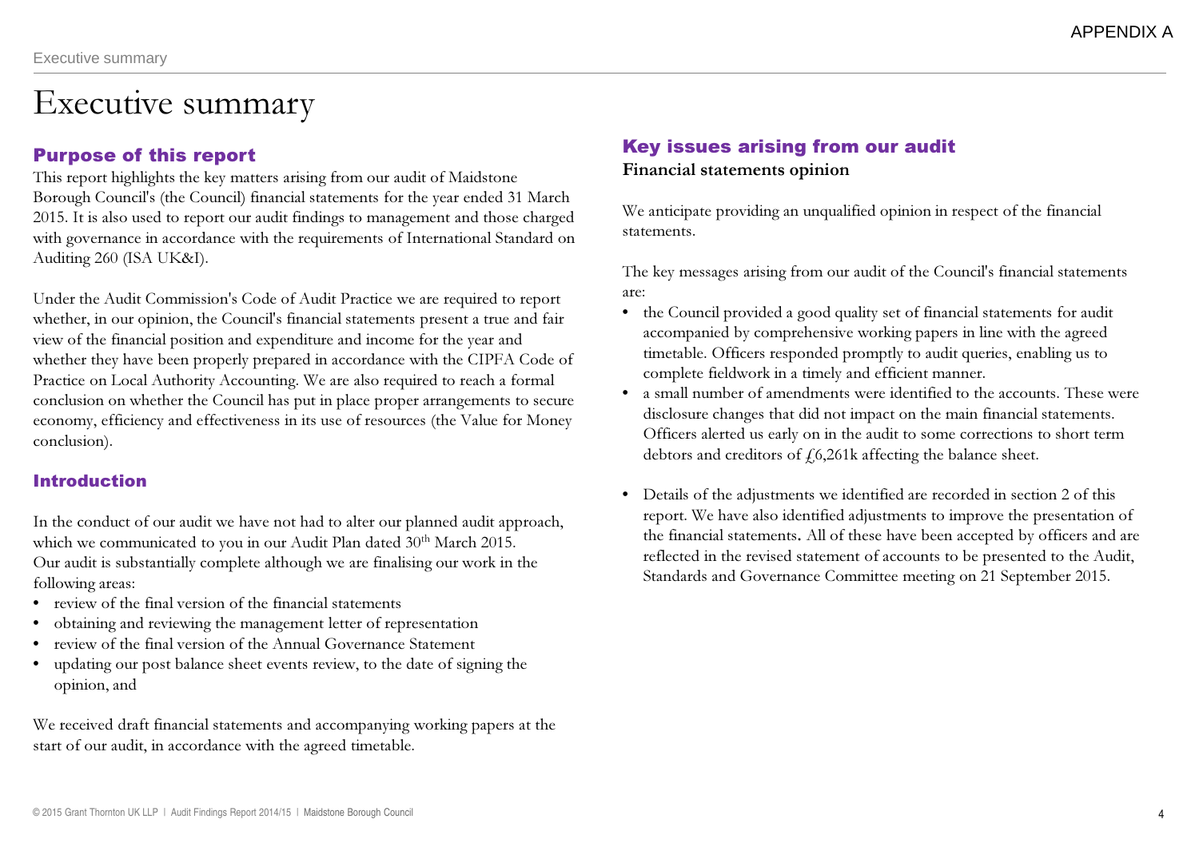# Executive summary

## Purpose of this report

This report highlights the key matters arising from our audit of Maidstone Borough Council's (the Council) financial statements for the year ended 31 March 2015. It is also used to report our audit findings to management and those charged with governance in accordance with the requirements of International Standard on Auditing 260 (ISA UK&I).

Under the Audit Commission's Code of Audit Practice we are required to report whether, in our opinion, the Council's financial statements present a true and fair view of the financial position and expenditure and income for the year and whether they have been properly prepared in accordance with the CIPFA Code of Practice on Local Authority Accounting. We are also required to reach a formal conclusion on whether the Council has put in place proper arrangements to secure economy, efficiency and effectiveness in its use of resources (the Value for Money conclusion).

## Introduction

In the conduct of our audit we have not had to alter our planned audit approach, which we communicated to you in our Audit Plan dated 30th March 2015.
Our audit is substantially complete although we are finalising our work in the following areas:

- review of the final version of the financial statements
- obtaining and reviewing the management letter of representation
- review of the final version of the Annual Governance Statement
- updating our post balance sheet events review, to the date of signing the opinion, and

We received draft financial statements and accompanying working papers at the start of our audit, in accordance with the agreed timetable.

## Key issues arising from our audit

**Financial statements opinion**

We anticipate providing an unqualified opinion in respect of the financial statements.

The key messages arising from our audit of the Council's financial statements are:

- the Council provided a good quality set of financial statements for audit accompanied by comprehensive working papers in line with the agreed timetable. Officers responded promptly to audit queries, enabling us to complete fieldwork in a timely and efficient manner.
- a small number of amendments were identified to the accounts. These were disclosure changes that did not impact on the main financial statements. Officers alerted us early on in the audit to some corrections to short term debtors and creditors of £6,261k affecting the balance sheet.

- Details of the adjustments we identified are recorded in section 2 of this report. We have also identified adjustments to improve the presentation of the financial statements**.** All of these have been accepted by officers and are reflected in the revised statement of accounts to be presented to the Audit, Standards and Governance Committee meeting on 21 September 2015.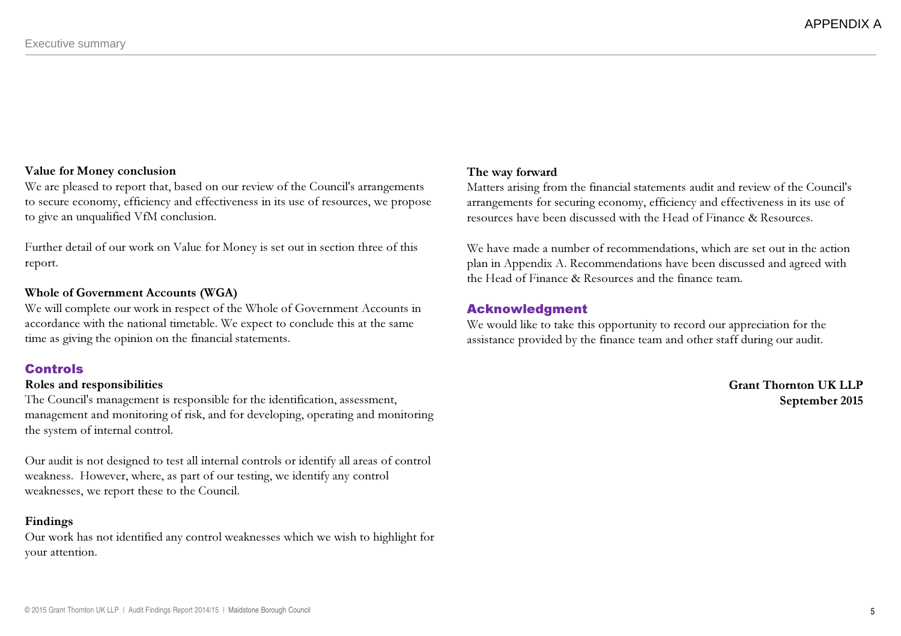**Value for Money conclusion**

We are pleased to report that, based on our review of the Council's arrangements to secure economy, efficiency and effectiveness in its use of resources, we propose to give an unqualified VfM conclusion.

Further detail of our work on Value for Money is set out in section three of this report.

**Whole of Government Accounts (WGA)**

We will complete our work in respect of the Whole of Government Accounts in accordance with the national timetable. We expect to conclude this at the same time as giving the opinion on the financial statements.

## Controls

**Roles and responsibilities**

The Council's management is responsible for the identification, assessment, management and monitoring of risk, and for developing, operating and monitoring the system of internal control.

Our audit is not designed to test all internal controls or identify all areas of control weakness. However, where, as part of our testing, we identify any control weaknesses, we report these to the Council.

**Findings**

Our work has not identified any control weaknesses which we wish to highlight for your attention.

**The way forward**

Matters arising from the financial statements audit and review of the Council's arrangements for securing economy, efficiency and effectiveness in its use of resources have been discussed with the Head of Finance & Resources.

We have made a number of recommendations, which are set out in the action plan in Appendix A. Recommendations have been discussed and agreed with the Head of Finance & Resources and the finance team.

## Acknowledgment

We would like to take this opportunity to record our appreciation for the assistance provided by the finance team and other staff during our audit.

**Grant Thornton UK LLP**
**September 2015**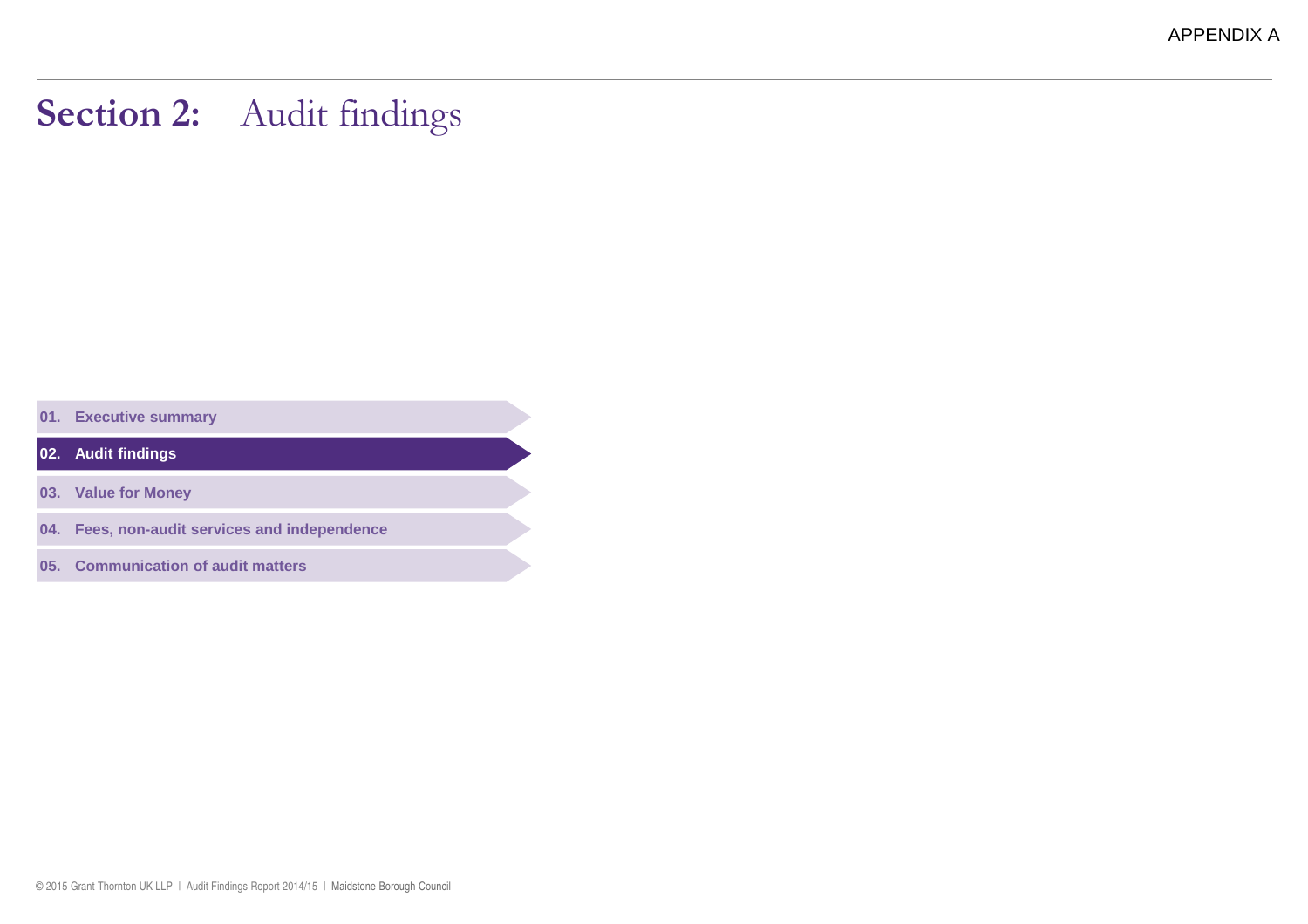APPENDIX A

# Section 2: Audit findings

- 01. Executive summary
- **02. Audit findings**
- 03. Value for Money
- 04. Fees, non-audit services and independence
- 05. Communication of audit matters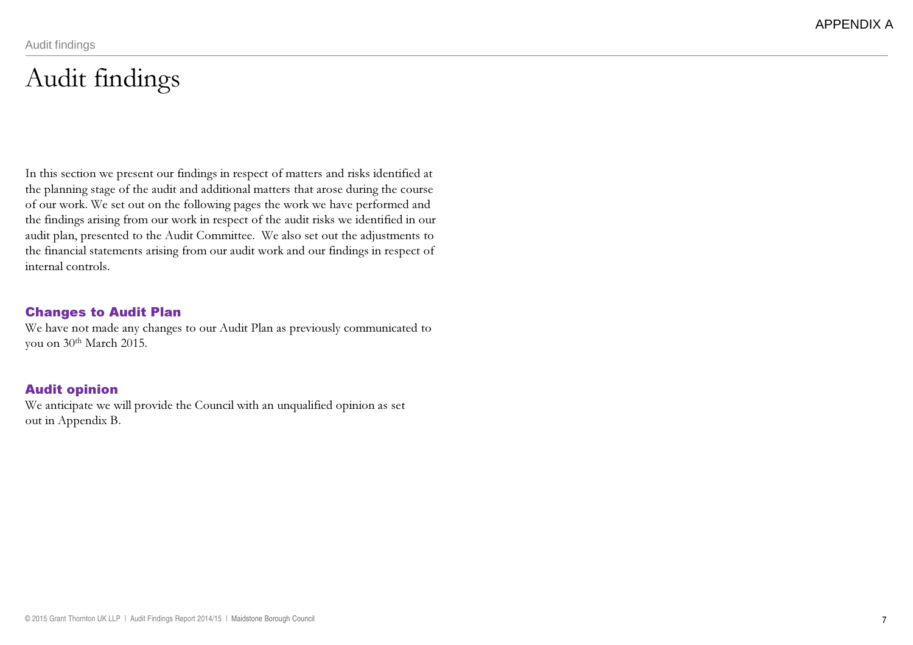# Audit findings

In this section we present our findings in respect of matters and risks identified at the planning stage of the audit and additional matters that arose during the course of our work. We set out on the following pages the work we have performed and the findings arising from our work in respect of the audit risks we identified in our audit plan, presented to the Audit Committee. We also set out the adjustments to the financial statements arising from our audit work and our findings in respect of internal controls.

## Changes to Audit Plan

We have not made any changes to our Audit Plan as previously communicated to you on 30th March 2015.

## Audit opinion

We anticipate we will provide the Council with an unqualified opinion as set out in Appendix B.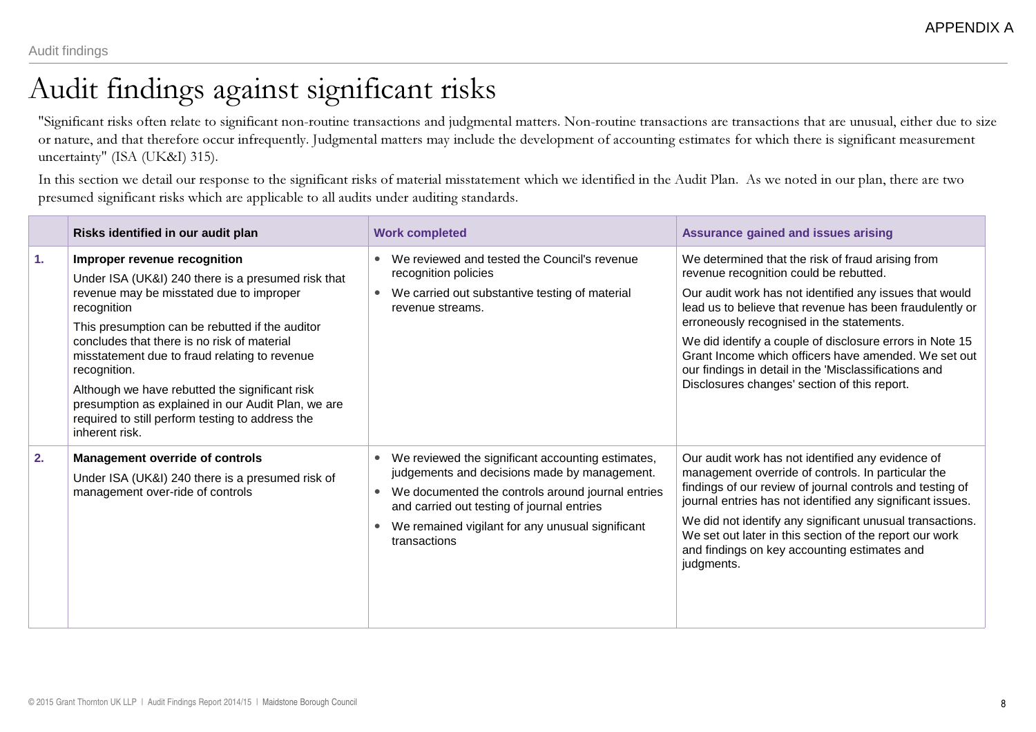# Audit findings against significant risks

"Significant risks often relate to significant non-routine transactions and judgmental matters. Non-routine transactions are transactions that are unusual, either due to size or nature, and that therefore occur infrequently. Judgmental matters may include the development of accounting estimates for which there is significant measurement uncertainty" (ISA (UK&I) 315).

In this section we detail our response to the significant risks of material misstatement which we identified in the Audit Plan. As we noted in our plan, there are two presumed significant risks which are applicable to all audits under auditing standards.

| | Risks identified in our audit plan | Work completed | Assurance gained and issues arising |
|---|---|---|---|
| 1. | **Improper revenue recognition**<br>Under ISA (UK&I) 240 there is a presumed risk that revenue may be misstated due to improper recognition<br>This presumption can be rebutted if the auditor concludes that there is no risk of material misstatement due to fraud relating to revenue recognition.<br>Although we have rebutted the significant risk presumption as explained in our Audit Plan, we are required to still perform testing to address the inherent risk. | • We reviewed and tested the Council's revenue recognition policies<br>• We carried out substantive testing of material revenue streams. | We determined that the risk of fraud arising from revenue recognition could be rebutted.<br>Our audit work has not identified any issues that would lead us to believe that revenue has been fraudulently or erroneously recognised in the statements.<br>We did identify a couple of disclosure errors in Note 15 Grant Income which officers have amended. We set out our findings in detail in the 'Misclassifications and Disclosures changes' section of this report. |
| 2. | **Management override of controls**<br>Under ISA (UK&I) 240 there is a presumed risk of management over-ride of controls | • We reviewed the significant accounting estimates, judgements and decisions made by management.<br>• We documented the controls around journal entries and carried out testing of journal entries<br>• We remained vigilant for any unusual significant transactions | Our audit work has not identified any evidence of management override of controls. In particular the findings of our review of journal controls and testing of journal entries has not identified any significant issues.<br>We did not identify any significant unusual transactions. We set out later in this section of the report our work and findings on key accounting estimates and judgments. |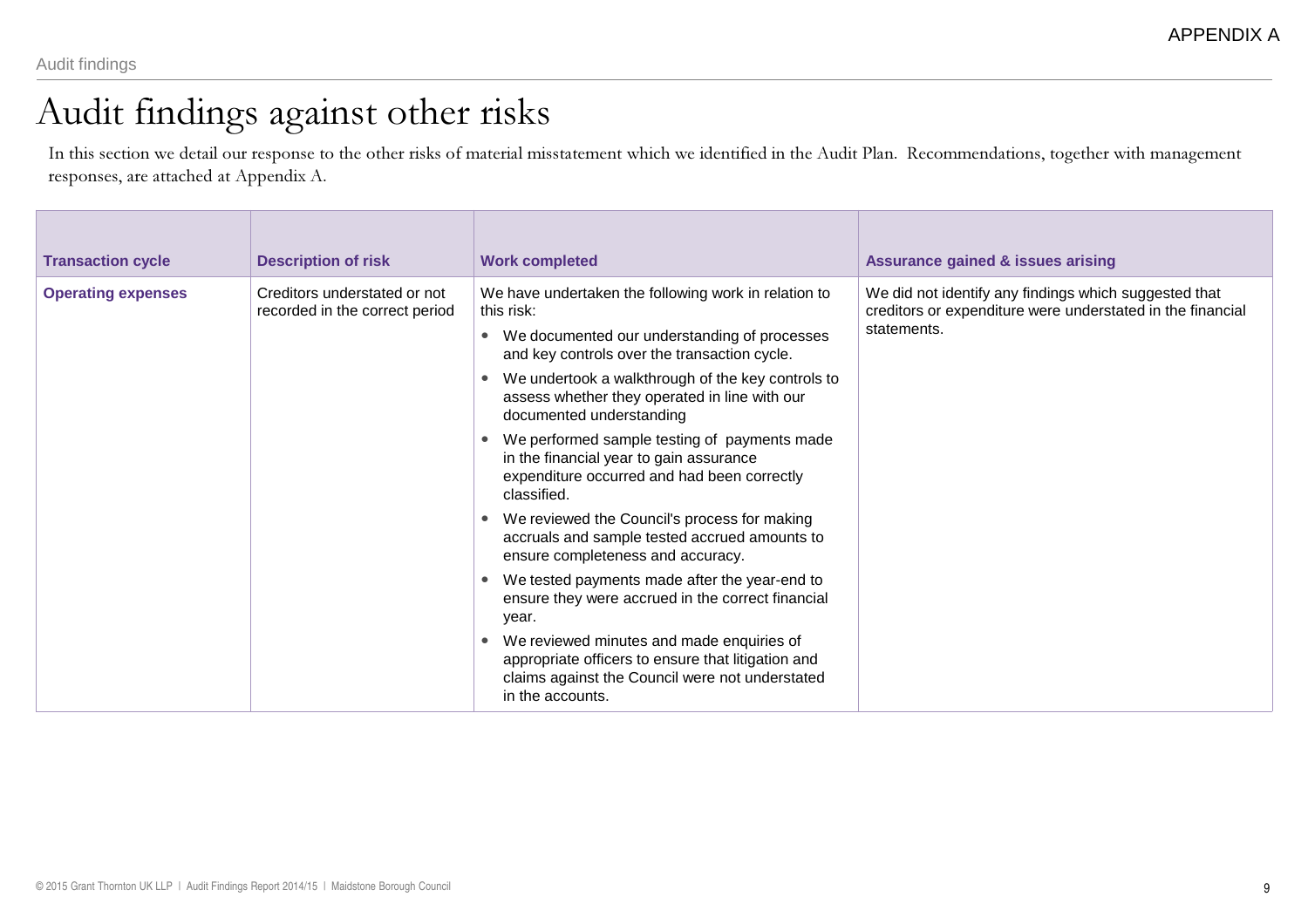# Audit findings against other risks

In this section we detail our response to the other risks of material misstatement which we identified in the Audit Plan. Recommendations, together with management responses, are attached at Appendix A.

| Transaction cycle | Description of risk | Work completed | Assurance gained & issues arising |
|---|---|---|---|
| **Operating expenses** | Creditors understated or not recorded in the correct period | We have undertaken the following work in relation to this risk:<br>• We documented our understanding of processes and key controls over the transaction cycle.<br>• We undertook a walkthrough of the key controls to assess whether they operated in line with our documented understanding<br>• We performed sample testing of payments made in the financial year to gain assurance expenditure occurred and had been correctly classified.<br>• We reviewed the Council's process for making accruals and sample tested accrued amounts to ensure completeness and accuracy.<br>• We tested payments made after the year-end to ensure they were accrued in the correct financial year.<br>• We reviewed minutes and made enquiries of appropriate officers to ensure that litigation and claims against the Council were not understated in the accounts. | We did not identify any findings which suggested that creditors or expenditure were understated in the financial statements. |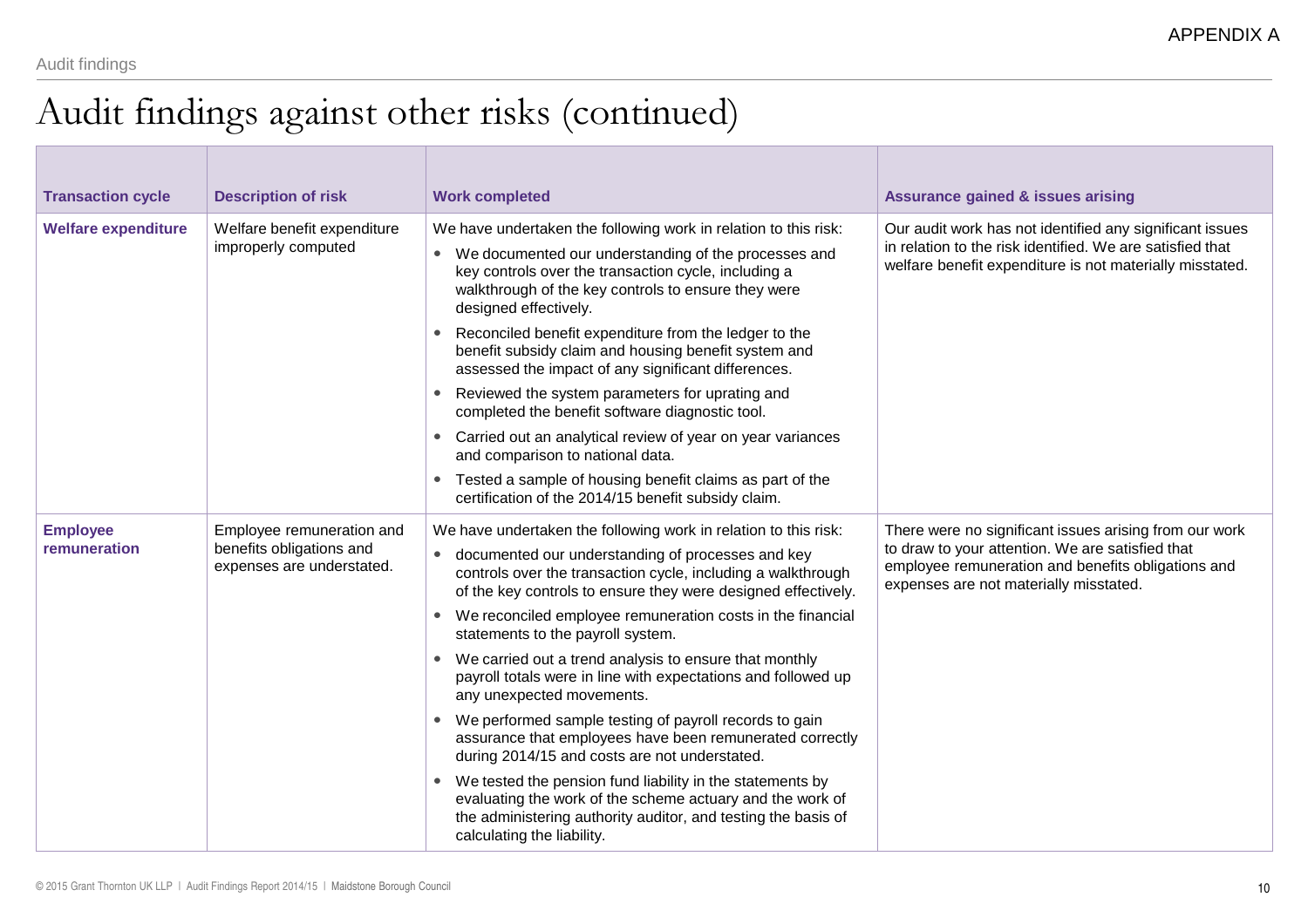# Audit findings against other risks (continued)

| Transaction cycle | Description of risk | Work completed | Assurance gained & issues arising |
|---|---|---|---|
| **Welfare expenditure** | Welfare benefit expenditure improperly computed | We have undertaken the following work in relation to this risk:<br>• We documented our understanding of the processes and key controls over the transaction cycle, including a walkthrough of the key controls to ensure they were designed effectively.<br>• Reconciled benefit expenditure from the ledger to the benefit subsidy claim and housing benefit system and assessed the impact of any significant differences.<br>• Reviewed the system parameters for uprating and completed the benefit software diagnostic tool.<br>• Carried out an analytical review of year on year variances and comparison to national data.<br>• Tested a sample of housing benefit claims as part of the certification of the 2014/15 benefit subsidy claim. | Our audit work has not identified any significant issues in relation to the risk identified. We are satisfied that welfare benefit expenditure is not materially misstated. |
| **Employee remuneration** | Employee remuneration and benefits obligations and expenses are understated. | We have undertaken the following work in relation to this risk:<br>• documented our understanding of processes and key controls over the transaction cycle, including a walkthrough of the key controls to ensure they were designed effectively.<br>• We reconciled employee remuneration costs in the financial statements to the payroll system.<br>• We carried out a trend analysis to ensure that monthly payroll totals were in line with expectations and followed up any unexpected movements.<br>• We performed sample testing of payroll records to gain assurance that employees have been remunerated correctly during 2014/15 and costs are not understated.<br>• We tested the pension fund liability in the statements by evaluating the work of the scheme actuary and the work of the administering authority auditor, and testing the basis of calculating the liability. | There were no significant issues arising from our work to draw to your attention. We are satisfied that employee remuneration and benefits obligations and expenses are not materially misstated. |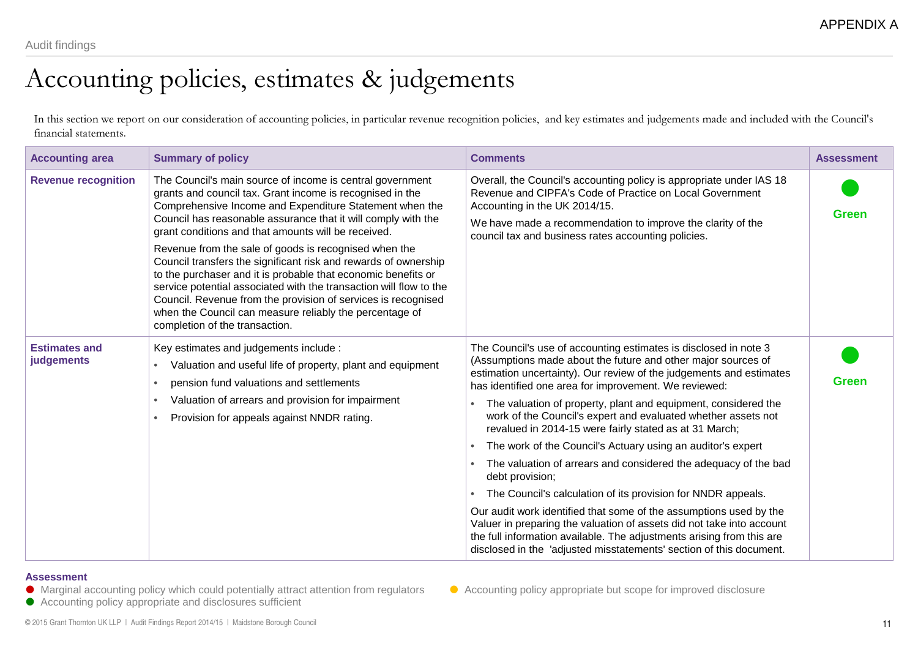APPENDIX A

Audit findings

# Accounting policies, estimates & judgements

In this section we report on our consideration of accounting policies, in particular revenue recognition policies, and key estimates and judgements made and included with the Council's financial statements.

| Accounting area | Summary of policy | Comments | Assessment |
|---|---|---|---|
| **Revenue recognition** | The Council's main source of income is central government grants and council tax. Grant income is recognised in the Comprehensive Income and Expenditure Statement when the Council has reasonable assurance that it will comply with the grant conditions and that amounts will be received.<br><br>Revenue from the sale of goods is recognised when the Council transfers the significant risk and rewards of ownership to the purchaser and it is probable that economic benefits or service potential associated with the transaction will flow to the Council. Revenue from the provision of services is recognised when the Council can measure reliably the percentage of completion of the transaction. | Overall, the Council's accounting policy is appropriate under IAS 18 Revenue and CIPFA's Code of Practice on Local Government Accounting in the UK 2014/15.<br><br>We have made a recommendation to improve the clarity of the council tax and business rates accounting policies. | ● Green |
| **Estimates and judgements** | Key estimates and judgements include :<br>• Valuation and useful life of property, plant and equipment<br>• pension fund valuations and settlements<br>• Valuation of arrears and provision for impairment<br>• Provision for appeals against NNDR rating. | The Council's use of accounting estimates is disclosed in note 3 (Assumptions made about the future and other major sources of estimation uncertainty). Our review of the judgements and estimates has identified one area for improvement. We reviewed:<br>• The valuation of property, plant and equipment, considered the work of the Council's expert and evaluated whether assets not revalued in 2014-15 were fairly stated as at 31 March;<br>• The work of the Council's Actuary using an auditor's expert<br>• The valuation of arrears and considered the adequacy of the bad debt provision;<br>• The Council's calculation of its provision for NNDR appeals.<br><br>Our audit work identified that some of the assumptions used by the Valuer in preparing the valuation of assets did not take into account the full information available. The adjustments arising from this are disclosed in the 'adjusted misstatements' section of this document. | ● Green |

**Assessment**

- ● Marginal accounting policy which could potentially attract attention from regulators
- ● Accounting policy appropriate but scope for improved disclosure
- ● Accounting policy appropriate and disclosures sufficient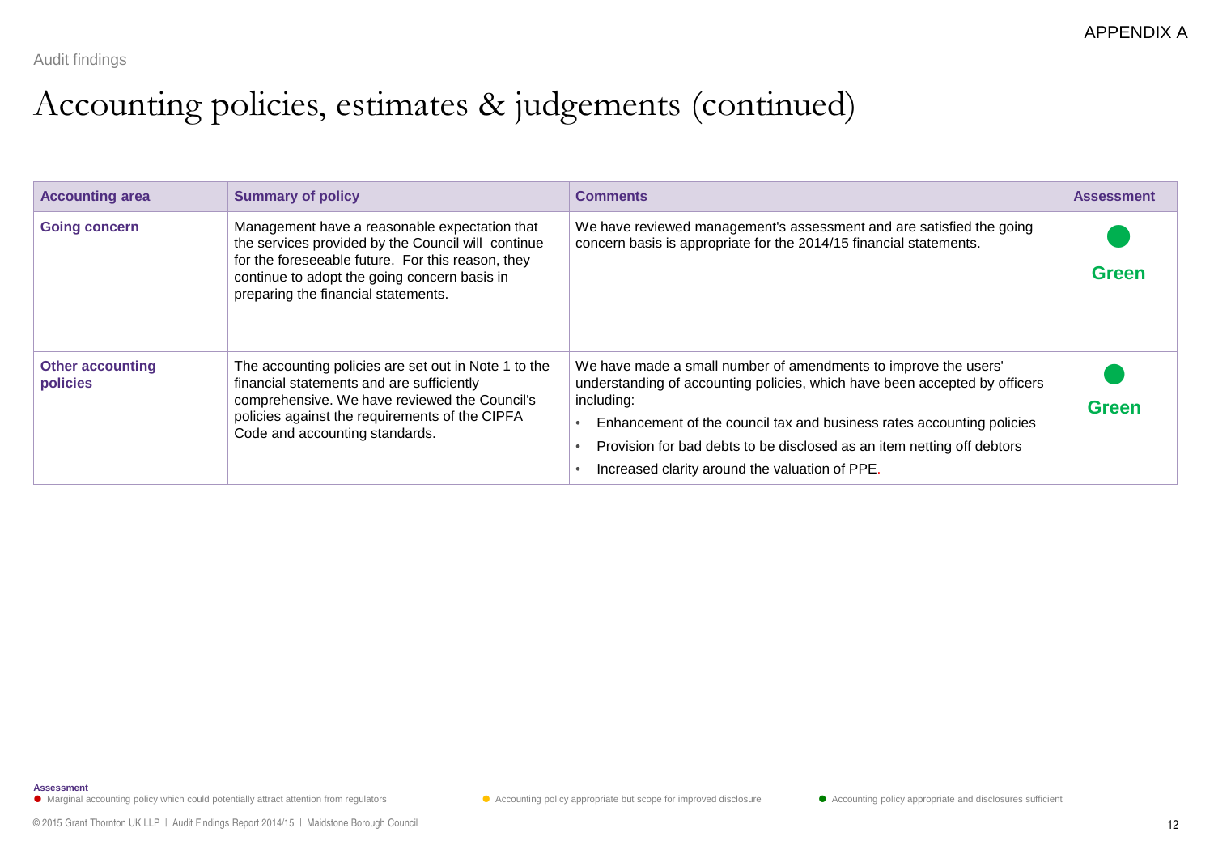APPENDIX A

Audit findings

# Accounting policies, estimates & judgements (continued)

| Accounting area | Summary of policy | Comments | Assessment |
|---|---|---|---|
| **Going concern** | Management have a reasonable expectation that the services provided by the Council will continue for the foreseeable future. For this reason, they continue to adopt the going concern basis in preparing the financial statements. | We have reviewed management's assessment and are satisfied the going concern basis is appropriate for the 2014/15 financial statements. | ● Green |
| **Other accounting policies** | The accounting policies are set out in Note 1 to the financial statements and are sufficiently comprehensive. We have reviewed the Council's policies against the requirements of the CIPFA Code and accounting standards. | We have made a small number of amendments to improve the users' understanding of accounting policies, which have been accepted by officers including: <br>• Enhancement of the council tax and business rates accounting policies <br>• Provision for bad debts to be disclosed as an item netting off debtors <br>• Increased clarity around the valuation of PPE. | ● Green |

**Assessment**

- ● Marginal accounting policy which could potentially attract attention from regulators
- ● Accounting policy appropriate but scope for improved disclosure
- ● Accounting policy appropriate and disclosures sufficient

© 2015 Grant Thornton UK LLP | Audit Findings Report 2014/15 | Maidstone Borough Council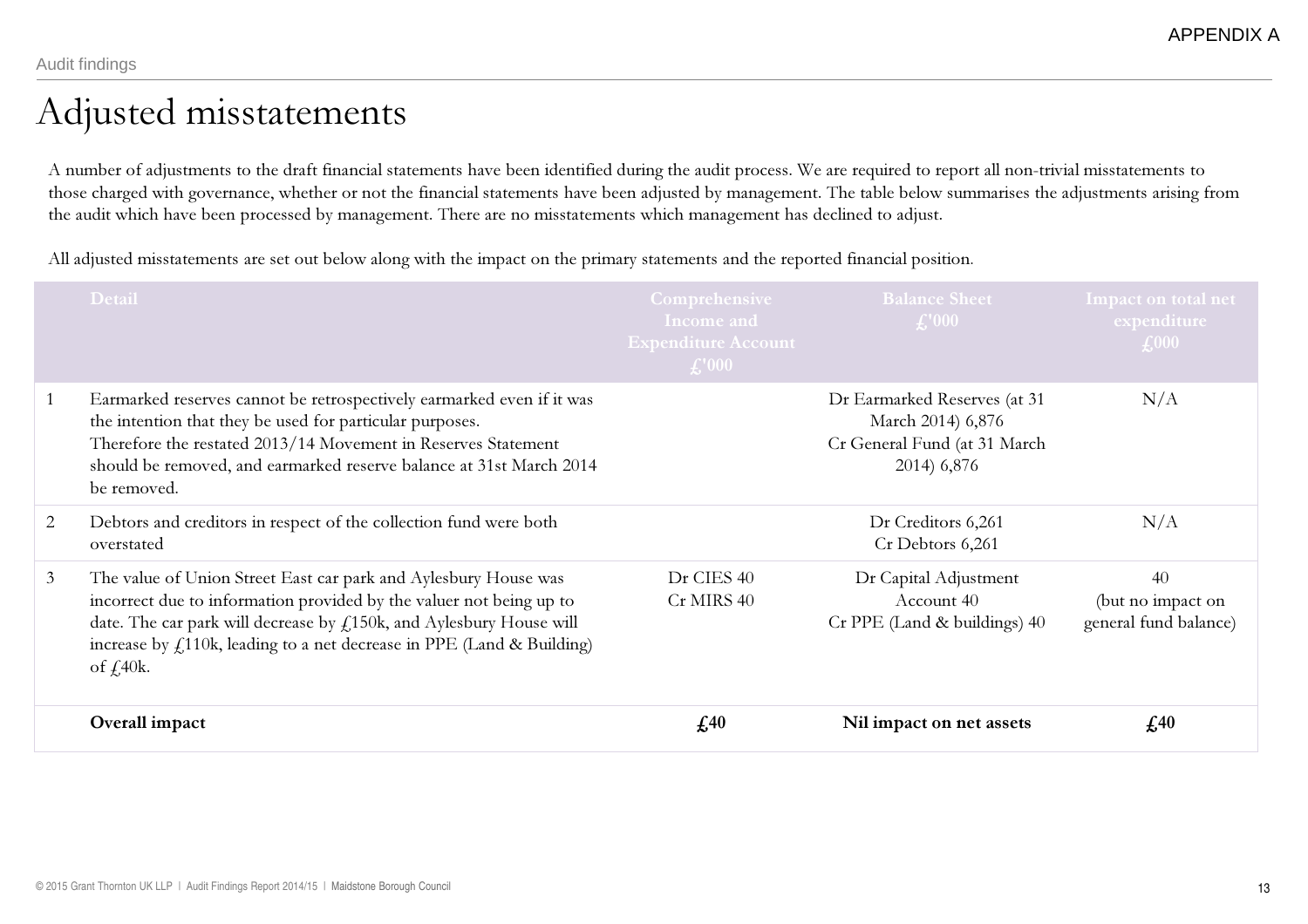APPENDIX A

Audit findings

# Adjusted misstatements

A number of adjustments to the draft financial statements have been identified during the audit process. We are required to report all non-trivial misstatements to those charged with governance, whether or not the financial statements have been adjusted by management. The table below summarises the adjustments arising from the audit which have been processed by management. There are no misstatements which management has declined to adjust.

All adjusted misstatements are set out below along with the impact on the primary statements and the reported financial position.

| | Detail | Comprehensive Income and Expenditure Account £'000 | Balance Sheet £'000 | Impact on total net expenditure £000 |
|---|---|---|---|---|
| 1 | Earmarked reserves cannot be retrospectively earmarked even if it was the intention that they be used for particular purposes. Therefore the restated 2013/14 Movement in Reserves Statement should be removed, and earmarked reserve balance at 31st March 2014 be removed. | | Dr Earmarked Reserves (at 31 March 2014) 6,876<br>Cr General Fund (at 31 March 2014) 6,876 | N/A |
| 2 | Debtors and creditors in respect of the collection fund were both overstated | | Dr Creditors 6,261<br>Cr Debtors 6,261 | N/A |
| 3 | The value of Union Street East car park and Aylesbury House was incorrect due to information provided by the valuer not being up to date. The car park will decrease by £150k, and Aylesbury House will increase by £110k, leading to a net decrease in PPE (Land & Building) of £40k. | Dr CIES 40<br>Cr MIRS 40 | Dr Capital Adjustment Account 40<br>Cr PPE (Land & buildings) 40 | 40<br>(but no impact on general fund balance) |
| | **Overall impact** | **£40** | **Nil impact on net assets** | **£40** |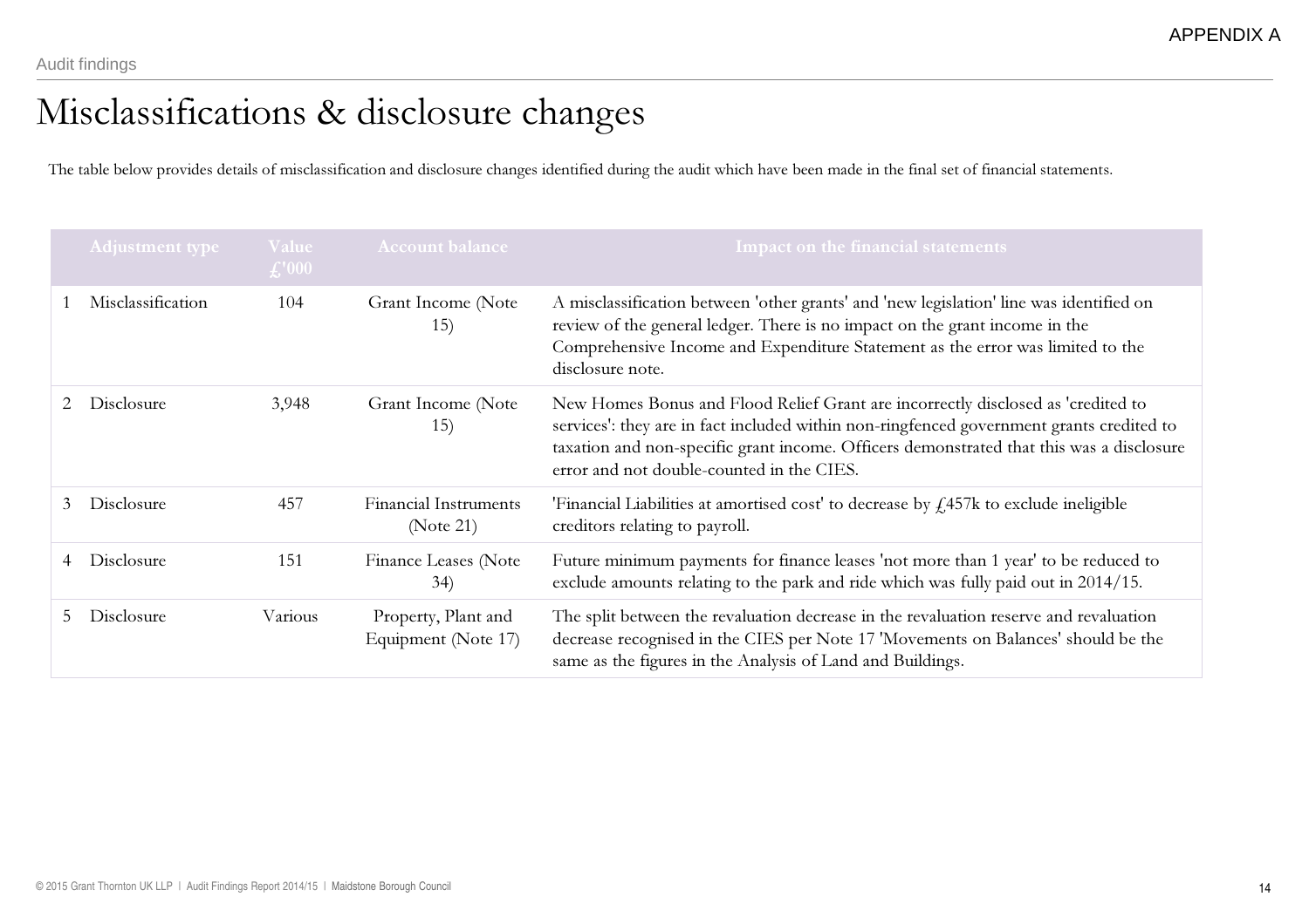# Misclassifications & disclosure changes

The table below provides details of misclassification and disclosure changes identified during the audit which have been made in the final set of financial statements.

| | Adjustment type | Value £'000 | Account balance | Impact on the financial statements |
|---|---|---|---|---|
| 1 | Misclassification | 104 | Grant Income (Note 15) | A misclassification between 'other grants' and 'new legislation' line was identified on review of the general ledger. There is no impact on the grant income in the Comprehensive Income and Expenditure Statement as the error was limited to the disclosure note. |
| 2 | Disclosure | 3,948 | Grant Income (Note 15) | New Homes Bonus and Flood Relief Grant are incorrectly disclosed as 'credited to services': they are in fact included within non-ringfenced government grants credited to taxation and non-specific grant income. Officers demonstrated that this was a disclosure error and not double-counted in the CIES. |
| 3 | Disclosure | 457 | Financial Instruments (Note 21) | 'Financial Liabilities at amortised cost' to decrease by £457k to exclude ineligible creditors relating to payroll. |
| 4 | Disclosure | 151 | Finance Leases (Note 34) | Future minimum payments for finance leases 'not more than 1 year' to be reduced to exclude amounts relating to the park and ride which was fully paid out in 2014/15. |
| 5 | Disclosure | Various | Property, Plant and Equipment (Note 17) | The split between the revaluation decrease in the revaluation reserve and revaluation decrease recognised in the CIES per Note 17 'Movements on Balances' should be the same as the figures in the Analysis of Land and Buildings. |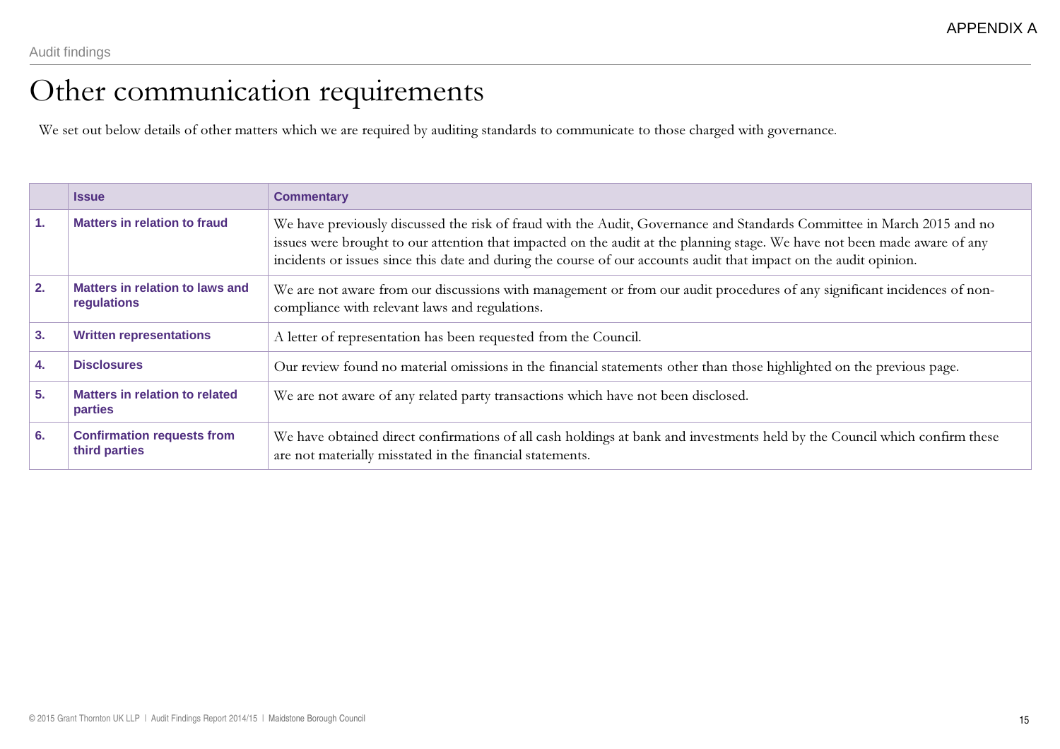APPENDIX A

Audit findings

# Other communication requirements

We set out below details of other matters which we are required by auditing standards to communicate to those charged with governance.

| | Issue | Commentary |
|---|---|---|
| 1. | **Matters in relation to fraud** | We have previously discussed the risk of fraud with the Audit, Governance and Standards Committee in March 2015 and no issues were brought to our attention that impacted on the audit at the planning stage. We have not been made aware of any incidents or issues since this date and during the course of our accounts audit that impact on the audit opinion. |
| 2. | **Matters in relation to laws and regulations** | We are not aware from our discussions with management or from our audit procedures of any significant incidences of non-compliance with relevant laws and regulations. |
| 3. | **Written representations** | A letter of representation has been requested from the Council. |
| 4. | **Disclosures** | Our review found no material omissions in the financial statements other than those highlighted on the previous page. |
| 5. | **Matters in relation to related parties** | We are not aware of any related party transactions which have not been disclosed. |
| 6. | **Confirmation requests from third parties** | We have obtained direct confirmations of all cash holdings at bank and investments held by the Council which confirm these are not materially misstated in the financial statements. |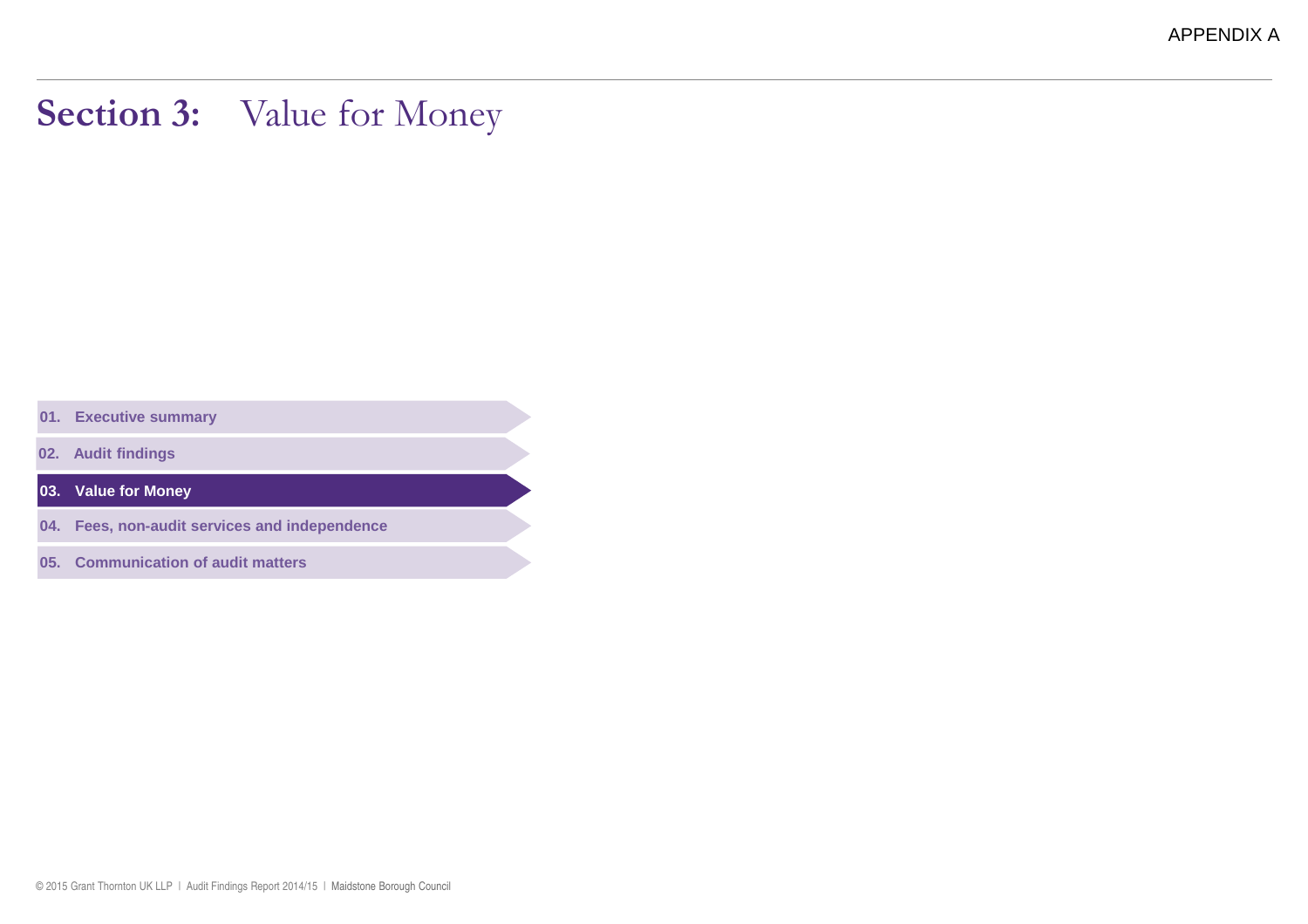APPENDIX A

# Section 3: Value for Money

01. Executive summary

02. Audit findings

**03. Value for Money**

04. Fees, non-audit services and independence

05. Communication of audit matters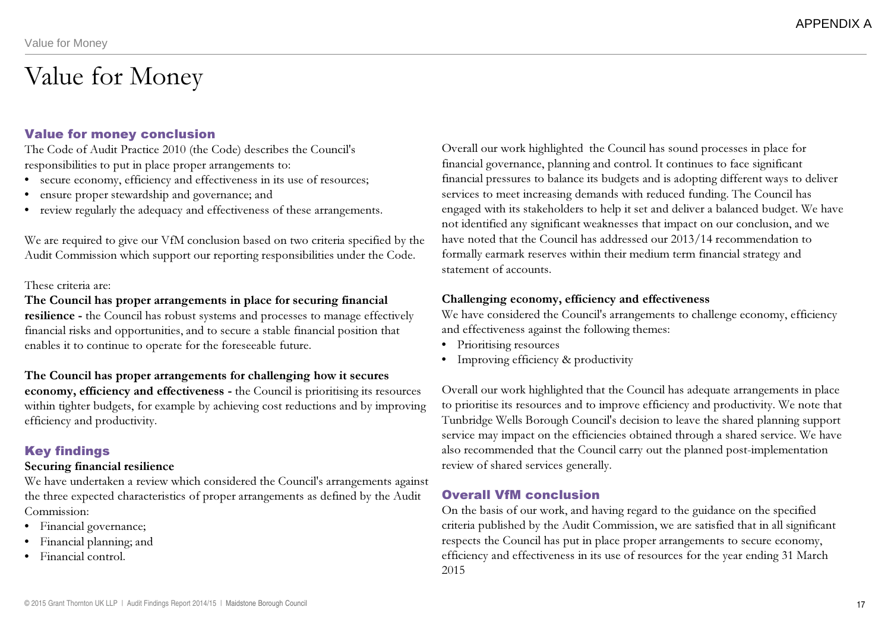# Value for Money

## Value for money conclusion

The Code of Audit Practice 2010 (the Code) describes the Council's responsibilities to put in place proper arrangements to:

- secure economy, efficiency and effectiveness in its use of resources;
- ensure proper stewardship and governance; and
- review regularly the adequacy and effectiveness of these arrangements.

We are required to give our VfM conclusion based on two criteria specified by the Audit Commission which support our reporting responsibilities under the Code.

These criteria are:

**The Council has proper arrangements in place for securing financial resilience -** the Council has robust systems and processes to manage effectively financial risks and opportunities, and to secure a stable financial position that enables it to continue to operate for the foreseeable future.

**The Council has proper arrangements for challenging how it secures economy, efficiency and effectiveness -** the Council is prioritising its resources within tighter budgets, for example by achieving cost reductions and by improving efficiency and productivity.

## Key findings

**Securing financial resilience**

We have undertaken a review which considered the Council's arrangements against the three expected characteristics of proper arrangements as defined by the Audit Commission:

- Financial governance;
- Financial planning; and
- Financial control.

Overall our work highlighted the Council has sound processes in place for financial governance, planning and control. It continues to face significant financial pressures to balance its budgets and is adopting different ways to deliver services to meet increasing demands with reduced funding. The Council has engaged with its stakeholders to help it set and deliver a balanced budget. We have not identified any significant weaknesses that impact on our conclusion, and we have noted that the Council has addressed our 2013/14 recommendation to formally earmark reserves within their medium term financial strategy and statement of accounts.

**Challenging economy, efficiency and effectiveness**

We have considered the Council's arrangements to challenge economy, efficiency and effectiveness against the following themes:

- Prioritising resources
- Improving efficiency & productivity

Overall our work highlighted that the Council has adequate arrangements in place to prioritise its resources and to improve efficiency and productivity. We note that Tunbridge Wells Borough Council's decision to leave the shared planning support service may impact on the efficiencies obtained through a shared service. We have also recommended that the Council carry out the planned post-implementation review of shared services generally.

## Overall VfM conclusion

On the basis of our work, and having regard to the guidance on the specified criteria published by the Audit Commission, we are satisfied that in all significant respects the Council has put in place proper arrangements to secure economy, efficiency and effectiveness in its use of resources for the year ending 31 March 2015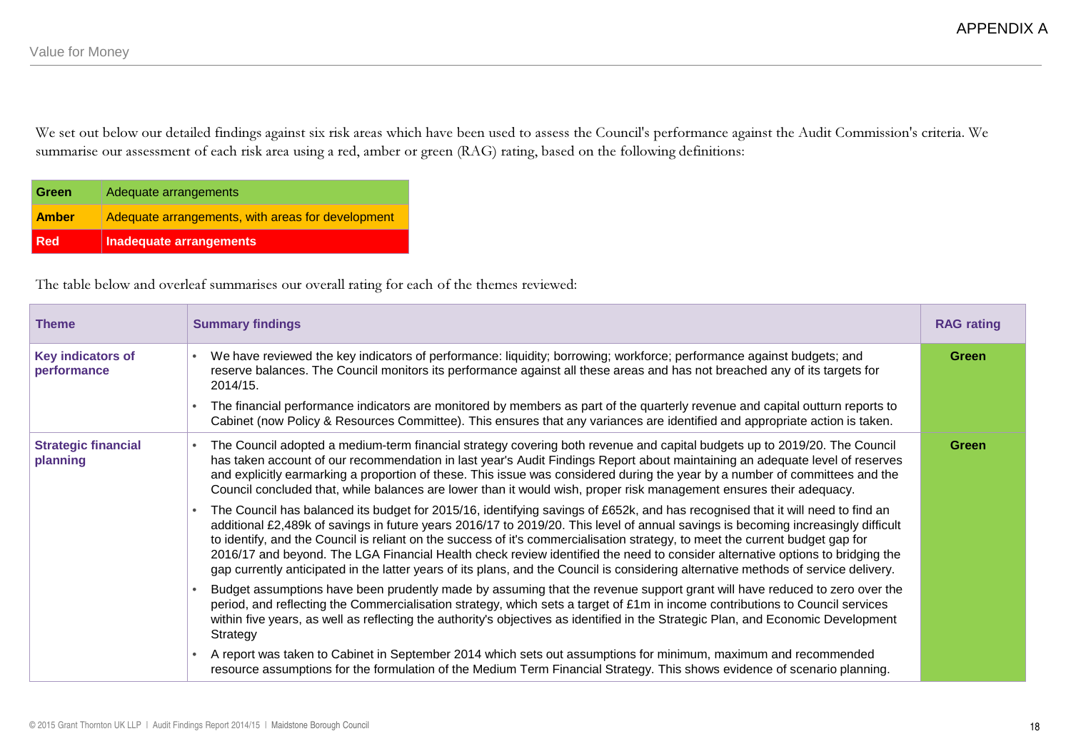APPENDIX A

## Value for Money

We set out below our detailed findings against six risk areas which have been used to assess the Council's performance against the Audit Commission's criteria. We summarise our assessment of each risk area using a red, amber or green (RAG) rating, based on the following definitions:

| | |
|---|---|
| **Green** | Adequate arrangements |
| **Amber** | Adequate arrangements, with areas for development |
| **Red** | **Inadequate arrangements** |

The table below and overleaf summarises our overall rating for each of the themes reviewed:

| Theme | Summary findings | RAG rating |
|---|---|---|
| **Key indicators of performance** | • We have reviewed the key indicators of performance: liquidity; borrowing; workforce; performance against budgets; and reserve balances. The Council monitors its performance against all these areas and has not breached any of its targets for 2014/15.<br>• The financial performance indicators are monitored by members as part of the quarterly revenue and capital outturn reports to Cabinet (now Policy & Resources Committee). This ensures that any variances are identified and appropriate action is taken. | **Green** |
| **Strategic financial planning** | • The Council adopted a medium-term financial strategy covering both revenue and capital budgets up to 2019/20. The Council has taken account of our recommendation in last year's Audit Findings Report about maintaining an adequate level of reserves and explicitly earmarking a proportion of these. This issue was considered during the year by a number of committees and the Council concluded that, while balances are lower than it would wish, proper risk management ensures their adequacy.<br>• The Council has balanced its budget for 2015/16, identifying savings of £652k, and has recognised that it will need to find an additional £2,489k of savings in future years 2016/17 to 2019/20. This level of annual savings is becoming increasingly difficult to identify, and the Council is reliant on the success of it's commercialisation strategy, to meet the current budget gap for 2016/17 and beyond. The LGA Financial Health check review identified the need to consider alternative options to bridging the gap currently anticipated in the latter years of its plans, and the Council is considering alternative methods of service delivery.<br>• Budget assumptions have been prudently made by assuming that the revenue support grant will have reduced to zero over the period, and reflecting the Commercialisation strategy, which sets a target of £1m in income contributions to Council services within five years, as well as reflecting the authority's objectives as identified in the Strategic Plan, and Economic Development Strategy<br>• A report was taken to Cabinet in September 2014 which sets out assumptions for minimum, maximum and recommended resource assumptions for the formulation of the Medium Term Financial Strategy. This shows evidence of scenario planning. | **Green** |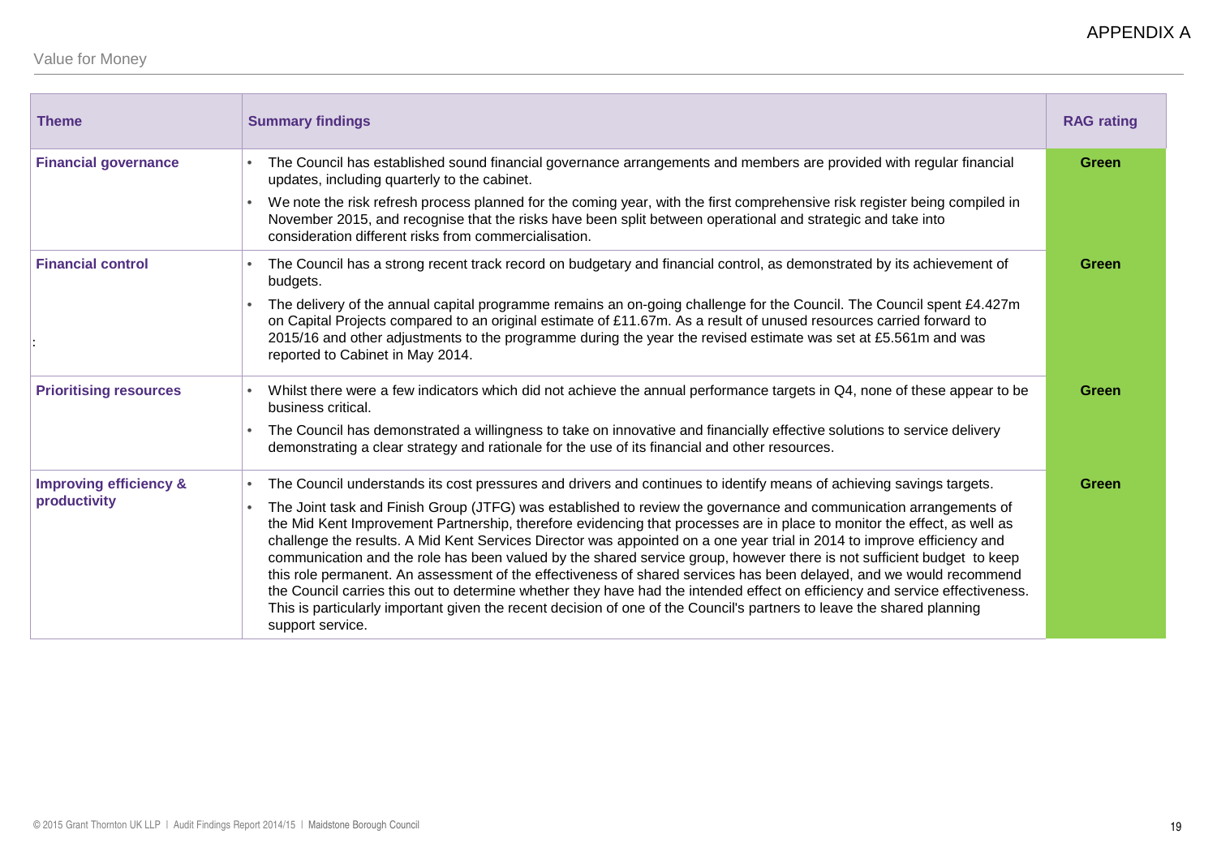APPENDIX A

Value for Money

| Theme | Summary findings | RAG rating |
|---|---|---|
| **Financial governance** | • The Council has established sound financial governance arrangements and members are provided with regular financial updates, including quarterly to the cabinet.<br>• We note the risk refresh process planned for the coming year, with the first comprehensive risk register being compiled in November 2015, and recognise that the risks have been split between operational and strategic and take into consideration different risks from commercialisation. | **Green** |
| **Financial control**<br><br>: | • The Council has a strong recent track record on budgetary and financial control, as demonstrated by its achievement of budgets.<br>• The delivery of the annual capital programme remains an on-going challenge for the Council. The Council spent £4.427m on Capital Projects compared to an original estimate of £11.67m. As a result of unused resources carried forward to 2015/16 and other adjustments to the programme during the year the revised estimate was set at £5.561m and was reported to Cabinet in May 2014. | **Green** |
| **Prioritising resources** | • Whilst there were a few indicators which did not achieve the annual performance targets in Q4, none of these appear to be business critical.<br>• The Council has demonstrated a willingness to take on innovative and financially effective solutions to service delivery demonstrating a clear strategy and rationale for the use of its financial and other resources. | **Green** |
| **Improving efficiency & productivity** | • The Council understands its cost pressures and drivers and continues to identify means of achieving savings targets.<br>• The Joint task and Finish Group (JTFG) was established to review the governance and communication arrangements of the Mid Kent Improvement Partnership, therefore evidencing that processes are in place to monitor the effect, as well as challenge the results. A Mid Kent Services Director was appointed on a one year trial in 2014 to improve efficiency and communication and the role has been valued by the shared service group, however there is not sufficient budget to keep this role permanent. An assessment of the effectiveness of shared services has been delayed, and we would recommend the Council carries this out to determine whether they have had the intended effect on efficiency and service effectiveness. This is particularly important given the recent decision of one of the Council's partners to leave the shared planning support service. | **Green** |

© 2015 Grant Thornton UK LLP | Audit Findings Report 2014/15 | Maidstone Borough Council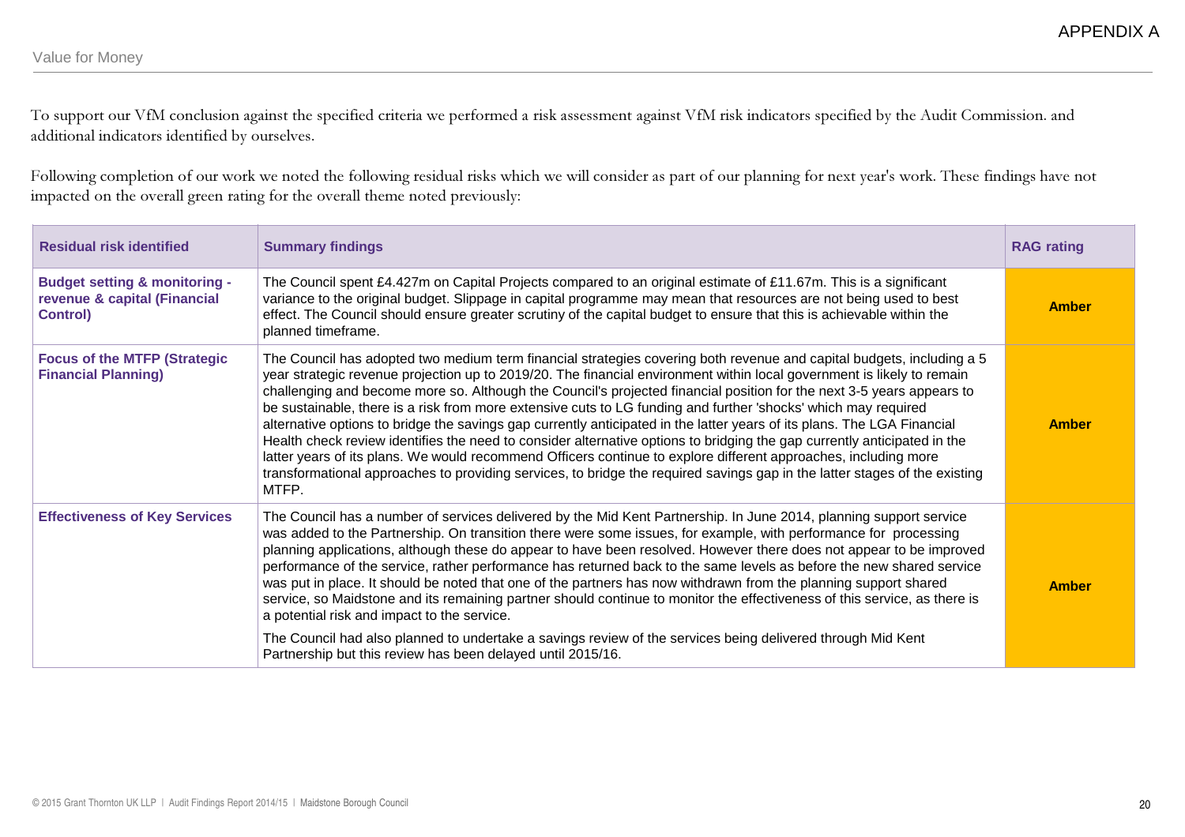APPENDIX A

## Value for Money

To support our VfM conclusion against the specified criteria we performed a risk assessment against VfM risk indicators specified by the Audit Commission. and additional indicators identified by ourselves.

Following completion of our work we noted the following residual risks which we will consider as part of our planning for next year's work. These findings have not impacted on the overall green rating for the overall theme noted previously:

| Residual risk identified | Summary findings | RAG rating |
|---|---|---|
| **Budget setting & monitoring - revenue & capital (Financial Control)** | The Council spent £4.427m on Capital Projects compared to an original estimate of £11.67m. This is a significant variance to the original budget. Slippage in capital programme may mean that resources are not being used to best effect. The Council should ensure greater scrutiny of the capital budget to ensure that this is achievable within the planned timeframe. | **Amber** |
| **Focus of the MTFP (Strategic Financial Planning)** | The Council has adopted two medium term financial strategies covering both revenue and capital budgets, including a 5 year strategic revenue projection up to 2019/20. The financial environment within local government is likely to remain challenging and become more so. Although the Council's projected financial position for the next 3-5 years appears to be sustainable, there is a risk from more extensive cuts to LG funding and further 'shocks' which may required alternative options to bridge the savings gap currently anticipated in the latter years of its plans. The LGA Financial Health check review identifies the need to consider alternative options to bridging the gap currently anticipated in the latter years of its plans. We would recommend Officers continue to explore different approaches, including more transformational approaches to providing services, to bridge the required savings gap in the latter stages of the existing MTFP. | **Amber** |
| **Effectiveness of Key Services** | The Council has a number of services delivered by the Mid Kent Partnership. In June 2014, planning support service was added to the Partnership. On transition there were some issues, for example, with performance for processing planning applications, although these do appear to have been resolved. However there does not appear to be improved performance of the service, rather performance has returned back to the same levels as before the new shared service was put in place. It should be noted that one of the partners has now withdrawn from the planning support shared service, so Maidstone and its remaining partner should continue to monitor the effectiveness of this service, as there is a potential risk and impact to the service.<br><br>The Council had also planned to undertake a savings review of the services being delivered through Mid Kent Partnership but this review has been delayed until 2015/16. | **Amber** |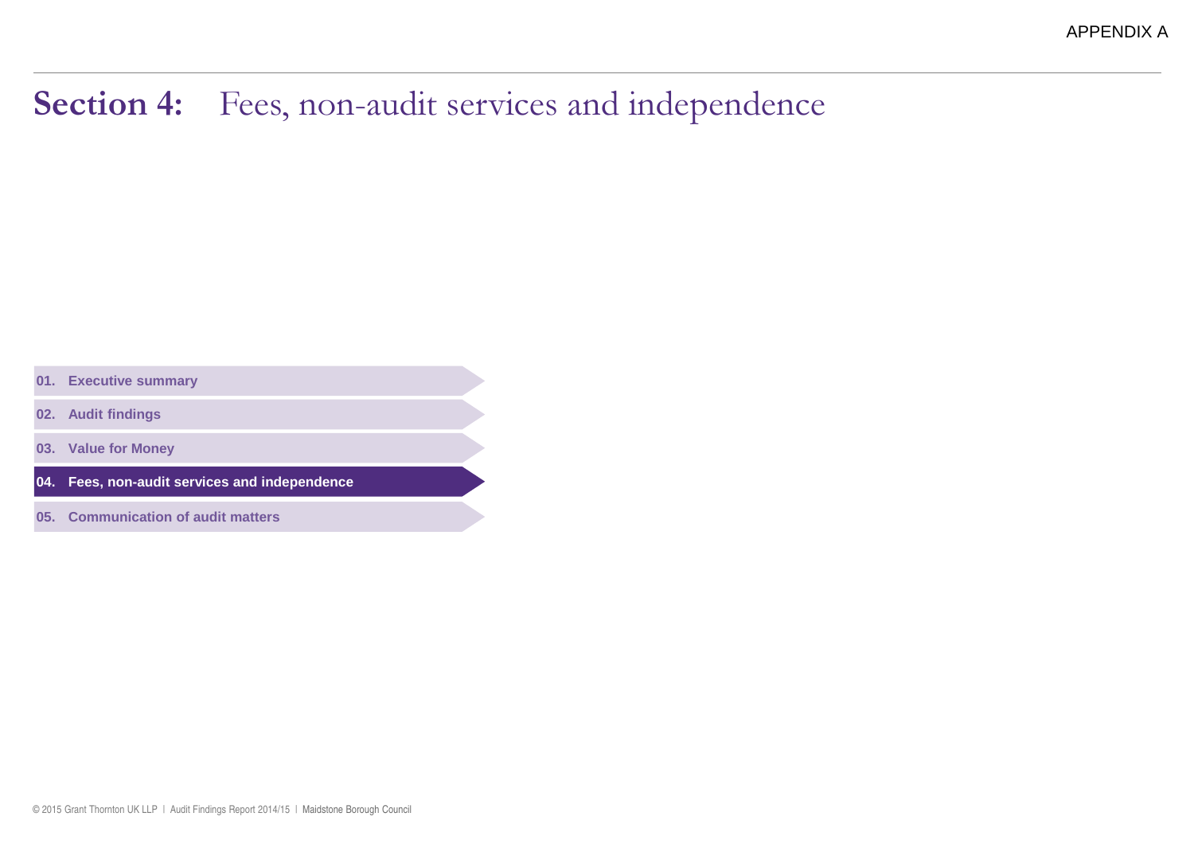# Section 4: Fees, non-audit services and independence

01. Executive summary

02. Audit findings

03. Value for Money

**04. Fees, non-audit services and independence**

05. Communication of audit matters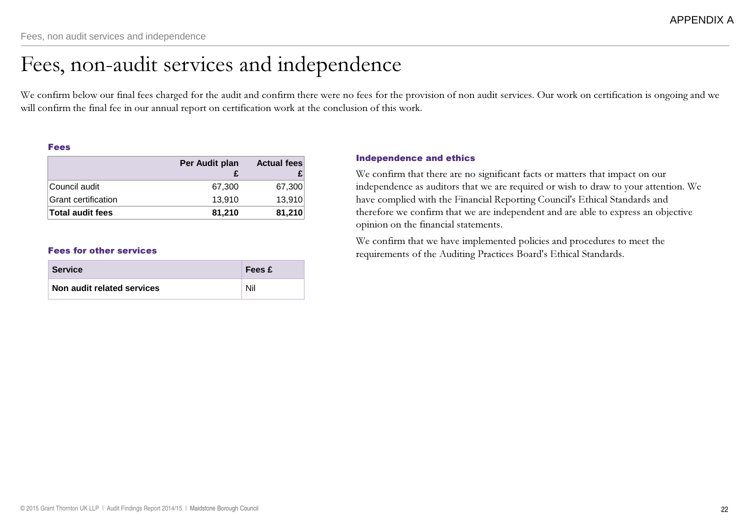APPENDIX A

# Fees, non-audit services and independence

We confirm below our final fees charged for the audit and confirm there were no fees for the provision of non audit services. Our work on certification is ongoing and we will confirm the final fee in our annual report on certification work at the conclusion of this work.

### Fees

| | Per Audit plan £ | Actual fees £ |
|---|---:|---:|
| Council audit | 67,300 | 67,300 |
| Grant certification | 13,910 | 13,910 |
| **Total audit fees** | **81,210** | **81,210** |

### Fees for other services

| Service | Fees £ |
|---|---|
| **Non audit related services** | Nil |

### Independence and ethics

We confirm that there are no significant facts or matters that impact on our independence as auditors that we are required or wish to draw to your attention. We have complied with the Financial Reporting Council's Ethical Standards and therefore we confirm that we are independent and are able to express an objective opinion on the financial statements.

We confirm that we have implemented policies and procedures to meet the requirements of the Auditing Practices Board's Ethical Standards.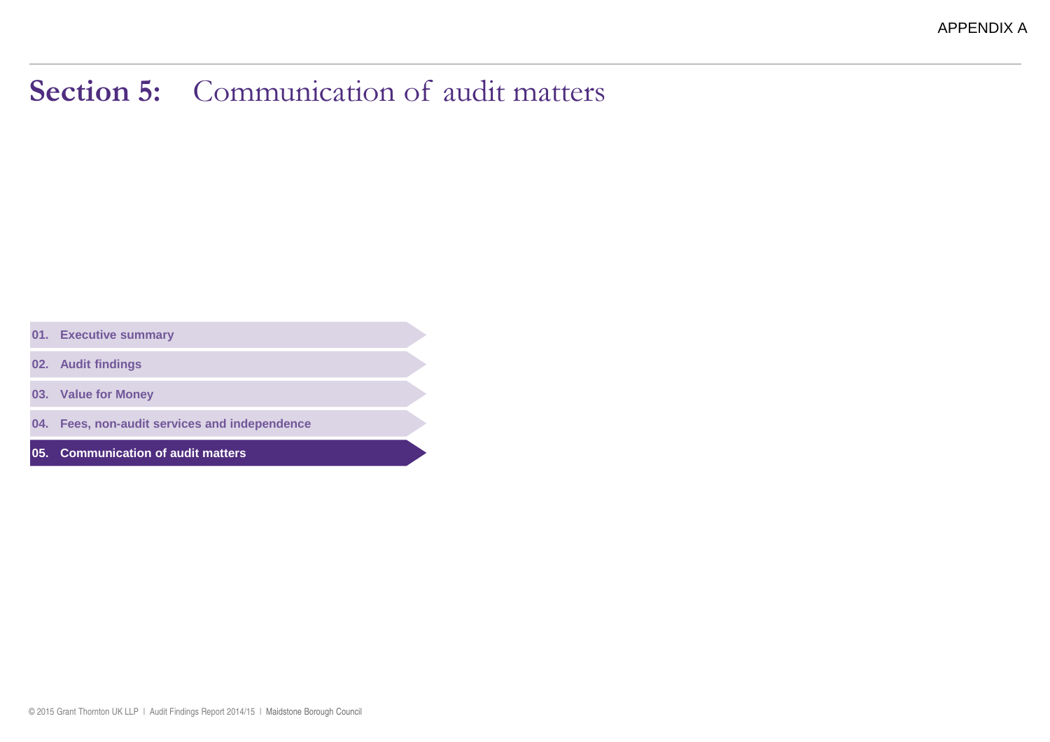APPENDIX A

# Section 5: Communication of audit matters

01. Executive summary
02. Audit findings
03. Value for Money
04. Fees, non-audit services and independence
05. **Communication of audit matters**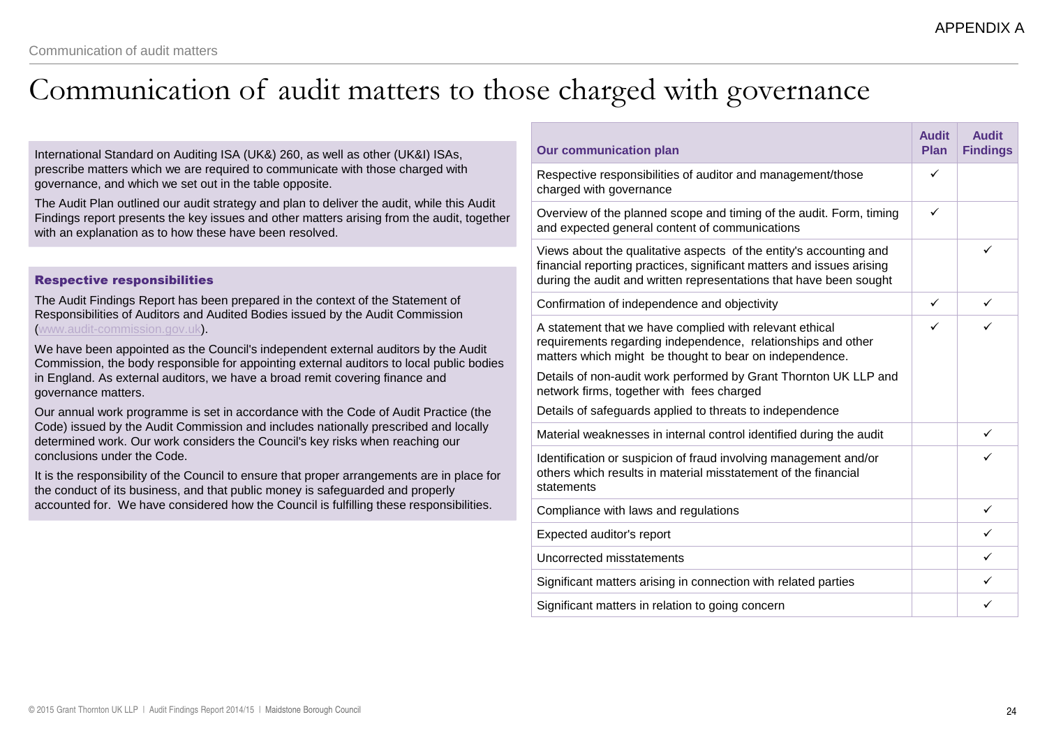APPENDIX A

# Communication of audit matters to those charged with governance

International Standard on Auditing ISA (UK&) 260, as well as other (UK&I) ISAs, prescribe matters which we are required to communicate with those charged with governance, and which we set out in the table opposite.

The Audit Plan outlined our audit strategy and plan to deliver the audit, while this Audit Findings report presents the key issues and other matters arising from the audit, together with an explanation as to how these have been resolved.

**Respective responsibilities**

The Audit Findings Report has been prepared in the context of the Statement of Responsibilities of Auditors and Audited Bodies issued by the Audit Commission (www.audit-commission.gov.uk).

We have been appointed as the Council's independent external auditors by the Audit Commission, the body responsible for appointing external auditors to local public bodies in England. As external auditors, we have a broad remit covering finance and governance matters.

Our annual work programme is set in accordance with the Code of Audit Practice (the Code) issued by the Audit Commission and includes nationally prescribed and locally determined work. Our work considers the Council's key risks when reaching our conclusions under the Code.

It is the responsibility of the Council to ensure that proper arrangements are in place for the conduct of its business, and that public money is safeguarded and properly accounted for. We have considered how the Council is fulfilling these responsibilities.

| Our communication plan | Audit Plan | Audit Findings |
|---|---|---|
| Respective responsibilities of auditor and management/those charged with governance | ✓ | |
| Overview of the planned scope and timing of the audit. Form, timing and expected general content of communications | ✓ | |
| Views about the qualitative aspects of the entity's accounting and financial reporting practices, significant matters and issues arising during the audit and written representations that have been sought | | ✓ |
| Confirmation of independence and objectivity | ✓ | ✓ |
| A statement that we have complied with relevant ethical requirements regarding independence, relationships and other matters which might be thought to bear on independence.<br>Details of non-audit work performed by Grant Thornton UK LLP and network firms, together with fees charged<br>Details of safeguards applied to threats to independence | ✓ | ✓ |
| Material weaknesses in internal control identified during the audit | | ✓ |
| Identification or suspicion of fraud involving management and/or others which results in material misstatement of the financial statements | | ✓ |
| Compliance with laws and regulations | | ✓ |
| Expected auditor's report | | ✓ |
| Uncorrected misstatements | | ✓ |
| Significant matters arising in connection with related parties | | ✓ |
| Significant matters in relation to going concern | | ✓ |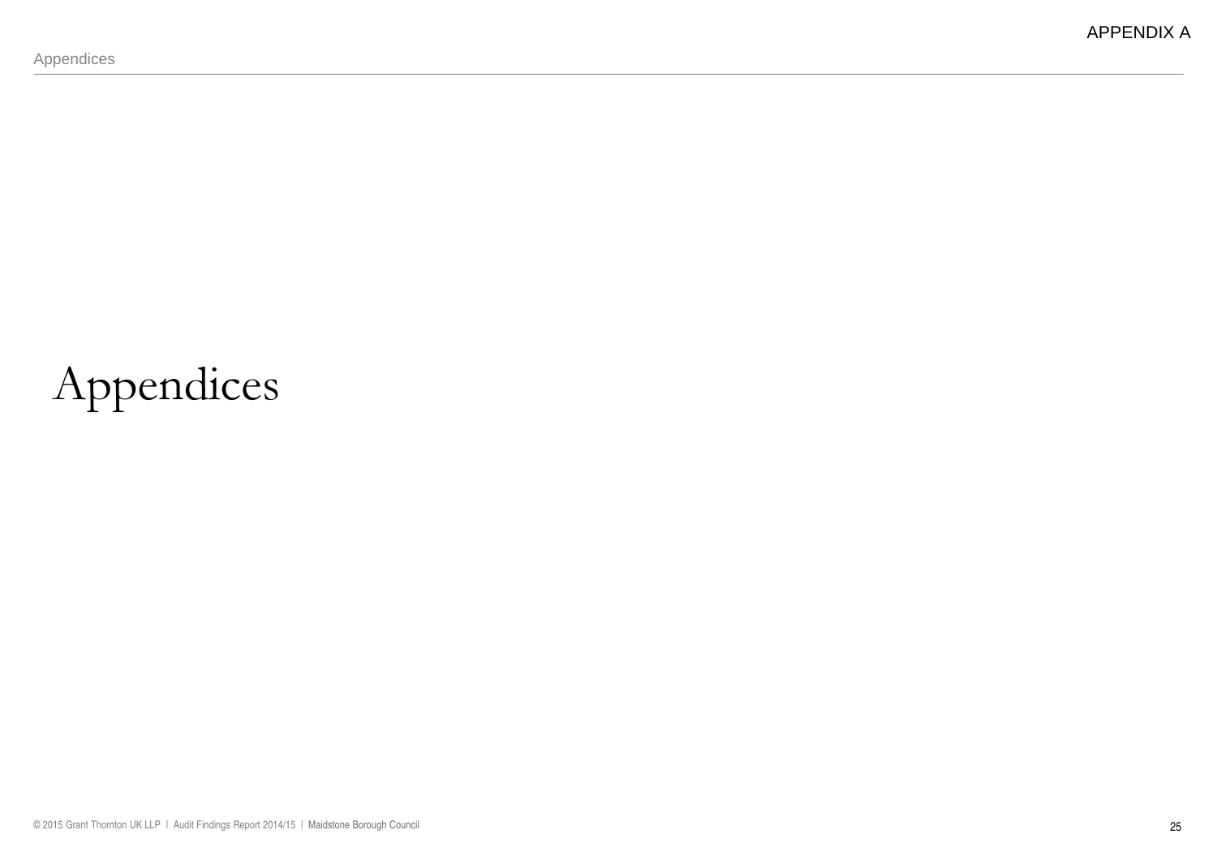APPENDIX A

# Appendices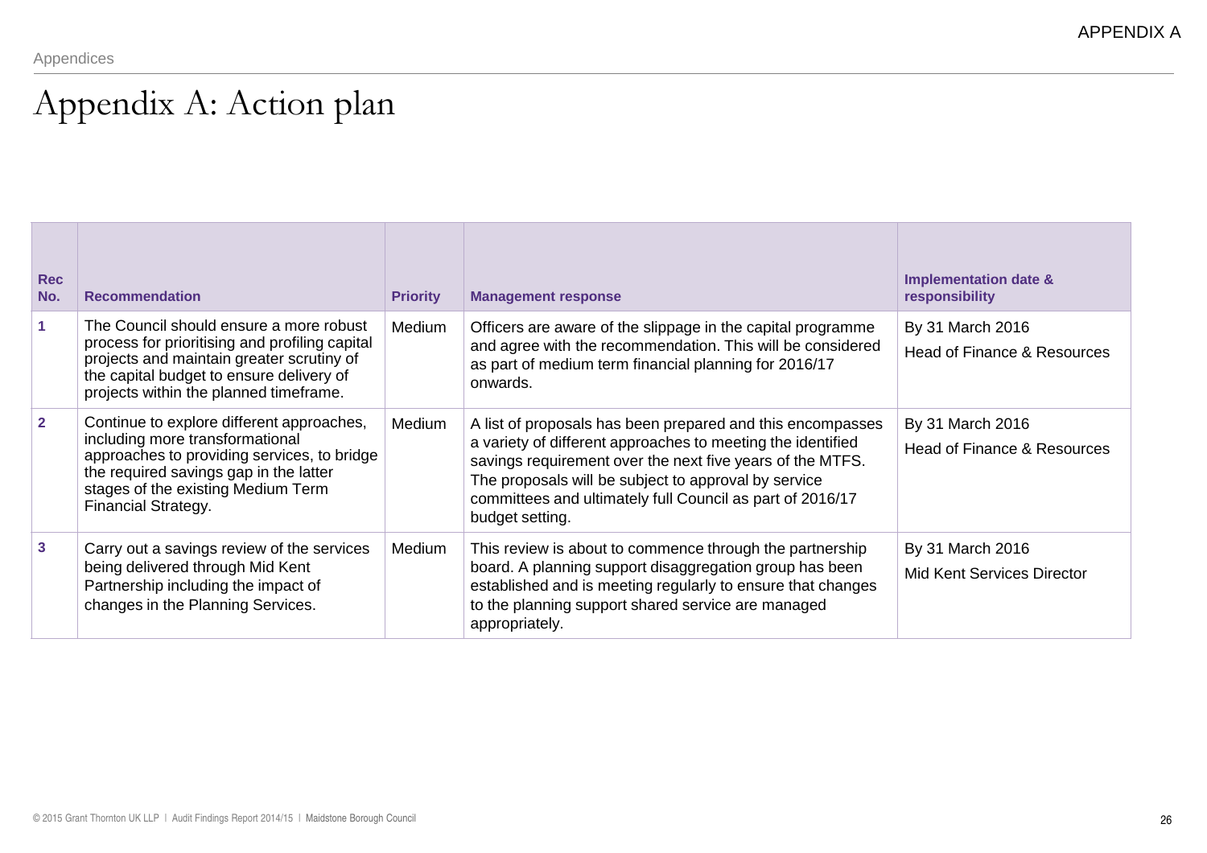APPENDIX A

# Appendix A: Action plan

| Rec No. | Recommendation | Priority | Management response | Implementation date & responsibility |
|---|---|---|---|---|
| 1 | The Council should ensure a more robust process for prioritising and profiling capital projects and maintain greater scrutiny of the capital budget to ensure delivery of projects within the planned timeframe. | Medium | Officers are aware of the slippage in the capital programme and agree with the recommendation. This will be considered as part of medium term financial planning for 2016/17 onwards. | By 31 March 2016<br>Head of Finance & Resources |
| 2 | Continue to explore different approaches, including more transformational approaches to providing services, to bridge the required savings gap in the latter stages of the existing Medium Term Financial Strategy. | Medium | A list of proposals has been prepared and this encompasses a variety of different approaches to meeting the identified savings requirement over the next five years of the MTFS. The proposals will be subject to approval by service committees and ultimately full Council as part of 2016/17 budget setting. | By 31 March 2016<br>Head of Finance & Resources |
| 3 | Carry out a savings review of the services being delivered through Mid Kent Partnership including the impact of changes in the Planning Services. | Medium | This review is about to commence through the partnership board. A planning support disaggregation group has been established and is meeting regularly to ensure that changes to the planning support shared service are managed appropriately. | By 31 March 2016<br>Mid Kent Services Director |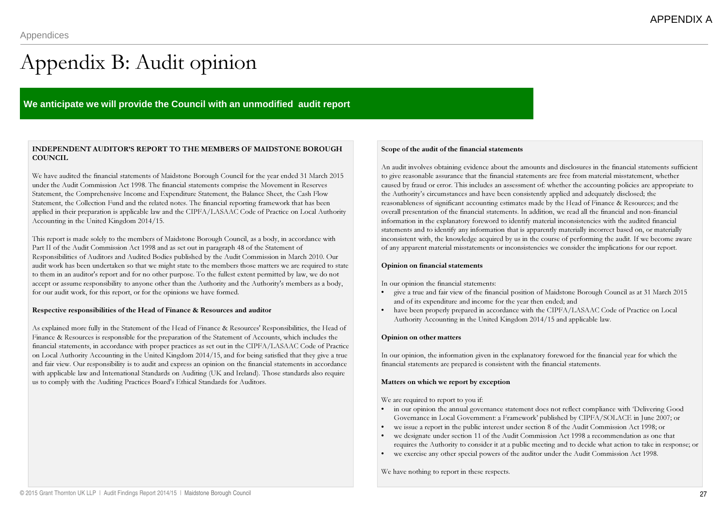# Appendix B: Audit opinion

**We anticipate we will provide the Council with an unmodified audit report**

**INDEPENDENT AUDITOR'S REPORT TO THE MEMBERS OF MAIDSTONE BOROUGH COUNCIL**

We have audited the financial statements of Maidstone Borough Council for the year ended 31 March 2015 under the Audit Commission Act 1998. The financial statements comprise the Movement in Reserves Statement, the Comprehensive Income and Expenditure Statement, the Balance Sheet, the Cash Flow Statement, the Collection Fund and the related notes. The financial reporting framework that has been applied in their preparation is applicable law and the CIPFA/LASAAC Code of Practice on Local Authority Accounting in the United Kingdom 2014/15.

This report is made solely to the members of Maidstone Borough Council, as a body, in accordance with Part II of the Audit Commission Act 1998 and as set out in paragraph 48 of the Statement of Responsibilities of Auditors and Audited Bodies published by the Audit Commission in March 2010. Our audit work has been undertaken so that we might state to the members those matters we are required to state to them in an auditor's report and for no other purpose. To the fullest extent permitted by law, we do not accept or assume responsibility to anyone other than the Authority and the Authority's members as a body, for our audit work, for this report, or for the opinions we have formed.

**Respective responsibilities of the Head of Finance & Resources and auditor**

As explained more fully in the Statement of the Head of Finance & Resources' Responsibilities, the Head of Finance & Resources is responsible for the preparation of the Statement of Accounts, which includes the financial statements, in accordance with proper practices as set out in the CIPFA/LASAAC Code of Practice on Local Authority Accounting in the United Kingdom 2014/15, and for being satisfied that they give a true and fair view. Our responsibility is to audit and express an opinion on the financial statements in accordance with applicable law and International Standards on Auditing (UK and Ireland). Those standards also require us to comply with the Auditing Practices Board's Ethical Standards for Auditors.

**Scope of the audit of the financial statements**

An audit involves obtaining evidence about the amounts and disclosures in the financial statements sufficient to give reasonable assurance that the financial statements are free from material misstatement, whether caused by fraud or error. This includes an assessment of: whether the accounting policies are appropriate to the Authority's circumstances and have been consistently applied and adequately disclosed; the reasonableness of significant accounting estimates made by the Head of Finance & Resources; and the overall presentation of the financial statements. In addition, we read all the financial and non-financial information in the explanatory foreword to identify material inconsistencies with the audited financial statements and to identify any information that is apparently materially incorrect based on, or materially inconsistent with, the knowledge acquired by us in the course of performing the audit. If we become aware of any apparent material misstatements or inconsistencies we consider the implications for our report.

**Opinion on financial statements**

In our opinion the financial statements:

- give a true and fair view of the financial position of Maidstone Borough Council as at 31 March 2015 and of its expenditure and income for the year then ended; and
- have been properly prepared in accordance with the CIPFA/LASAAC Code of Practice on Local Authority Accounting in the United Kingdom 2014/15 and applicable law.

**Opinion on other matters**

In our opinion, the information given in the explanatory foreword for the financial year for which the financial statements are prepared is consistent with the financial statements.

**Matters on which we report by exception**

We are required to report to you if:

- in our opinion the annual governance statement does not reflect compliance with 'Delivering Good Governance in Local Government: a Framework' published by CIPFA/SOLACE in June 2007; or
- we issue a report in the public interest under section 8 of the Audit Commission Act 1998; or
- we designate under section 11 of the Audit Commission Act 1998 a recommendation as one that requires the Authority to consider it at a public meeting and to decide what action to take in response; or
- we exercise any other special powers of the auditor under the Audit Commission Act 1998.

We have nothing to report in these respects.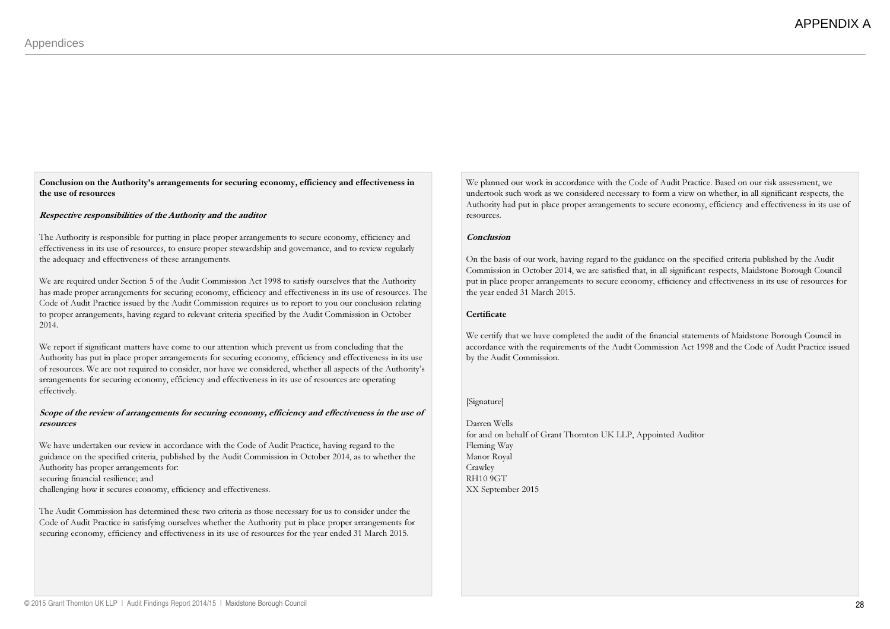APPENDIX A

**Conclusion on the Authority's arrangements for securing economy, efficiency and effectiveness in the use of resources**

***Respective responsibilities of the Authority and the auditor***

The Authority is responsible for putting in place proper arrangements to secure economy, efficiency and effectiveness in its use of resources, to ensure proper stewardship and governance, and to review regularly the adequacy and effectiveness of these arrangements.

We are required under Section 5 of the Audit Commission Act 1998 to satisfy ourselves that the Authority has made proper arrangements for securing economy, efficiency and effectiveness in its use of resources. The Code of Audit Practice issued by the Audit Commission requires us to report to you our conclusion relating to proper arrangements, having regard to relevant criteria specified by the Audit Commission in October 2014.

We report if significant matters have come to our attention which prevent us from concluding that the Authority has put in place proper arrangements for securing economy, efficiency and effectiveness in its use of resources. We are not required to consider, nor have we considered, whether all aspects of the Authority's arrangements for securing economy, efficiency and effectiveness in its use of resources are operating effectively.

***Scope of the review of arrangements for securing economy, efficiency and effectiveness in the use of resources***

We have undertaken our review in accordance with the Code of Audit Practice, having regard to the guidance on the specified criteria, published by the Audit Commission in October 2014, as to whether the Authority has proper arrangements for:
securing financial resilience; and
challenging how it secures economy, efficiency and effectiveness.

The Audit Commission has determined these two criteria as those necessary for us to consider under the Code of Audit Practice in satisfying ourselves whether the Authority put in place proper arrangements for securing economy, efficiency and effectiveness in its use of resources for the year ended 31 March 2015.

We planned our work in accordance with the Code of Audit Practice. Based on our risk assessment, we undertook such work as we considered necessary to form a view on whether, in all significant respects, the Authority had put in place proper arrangements to secure economy, efficiency and effectiveness in its use of resources.

***Conclusion***

On the basis of our work, having regard to the guidance on the specified criteria published by the Audit Commission in October 2014, we are satisfied that, in all significant respects, Maidstone Borough Council put in place proper arrangements to secure economy, efficiency and effectiveness in its use of resources for the year ended 31 March 2015.

**Certificate**

We certify that we have completed the audit of the financial statements of Maidstone Borough Council in accordance with the requirements of the Audit Commission Act 1998 and the Code of Audit Practice issued by the Audit Commission.

[Signature]

Darren Wells
for and on behalf of Grant Thornton UK LLP, Appointed Auditor
Fleming Way
Manor Royal
Crawley
RH10 9GT
XX September 2015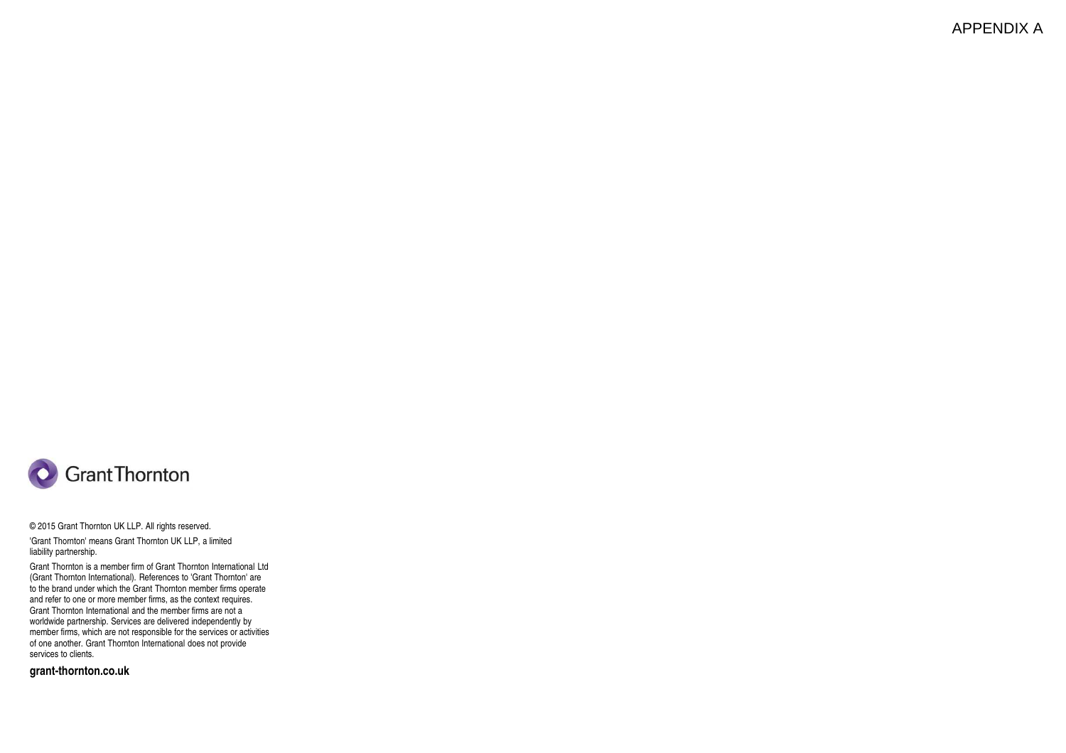APPENDIX A

Grant Thornton

© 2015 Grant Thornton UK LLP. All rights reserved.

'Grant Thornton' means Grant Thornton UK LLP, a limited liability partnership.

Grant Thornton is a member firm of Grant Thornton International Ltd (Grant Thornton International). References to 'Grant Thornton' are to the brand under which the Grant Thornton member firms operate and refer to one or more member firms, as the context requires. Grant Thornton International and the member firms are not a worldwide partnership. Services are delivered independently by member firms, which are not responsible for the services or activities of one another. Grant Thornton International does not provide services to clients.

**grant-thornton.co.uk**